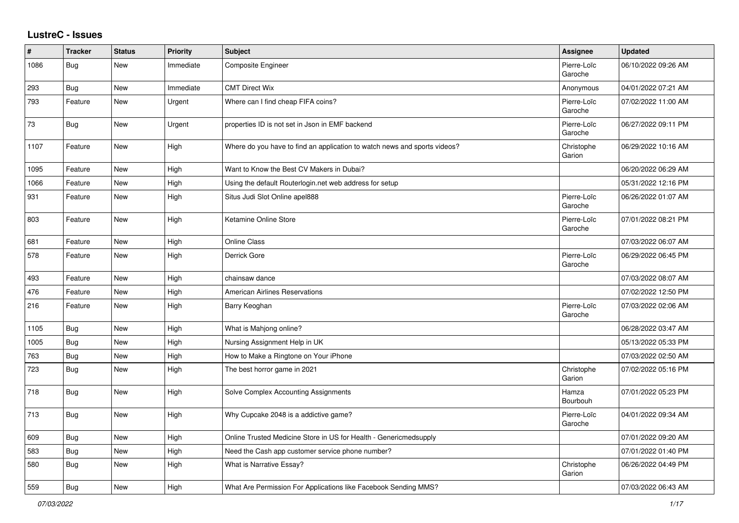# LustreC - Issues

| # | Tracker | Status | Priority | Subject | Assignee | Updated |
|---|---|---|---|---|---|---|
| 1086 | Bug | New | Immediate | Composite Engineer | Pierre-Loïc Garoche | 06/10/2022 09:26 AM |
| 293 | Bug | New | Immediate | CMT Direct Wix | Anonymous | 04/01/2022 07:21 AM |
| 793 | Feature | New | Urgent | Where can I find cheap FIFA coins? | Pierre-Loïc Garoche | 07/02/2022 11:00 AM |
| 73 | Bug | New | Urgent | properties ID is not set in Json in EMF backend | Pierre-Loïc Garoche | 06/27/2022 09:11 PM |
| 1107 | Feature | New | High | Where do you have to find an application to watch news and sports videos? | Christophe Garion | 06/29/2022 10:16 AM |
| 1095 | Feature | New | High | Want to Know the Best CV Makers in Dubai? | | 06/20/2022 06:29 AM |
| 1066 | Feature | New | High | Using the default Routerlogin.net web address for setup | | 05/31/2022 12:16 PM |
| 931 | Feature | New | High | Situs Judi Slot Online apel888 | Pierre-Loïc Garoche | 06/26/2022 01:07 AM |
| 803 | Feature | New | High | Ketamine Online Store | Pierre-Loïc Garoche | 07/01/2022 08:21 PM |
| 681 | Feature | New | High | Online Class | | 07/03/2022 06:07 AM |
| 578 | Feature | New | High | Derrick Gore | Pierre-Loïc Garoche | 06/29/2022 06:45 PM |
| 493 | Feature | New | High | chainsaw dance | | 07/03/2022 08:07 AM |
| 476 | Feature | New | High | American Airlines Reservations | | 07/02/2022 12:50 PM |
| 216 | Feature | New | High | Barry Keoghan | Pierre-Loïc Garoche | 07/03/2022 02:06 AM |
| 1105 | Bug | New | High | What is Mahjong online? | | 06/28/2022 03:47 AM |
| 1005 | Bug | New | High | Nursing Assignment Help in UK | | 05/13/2022 05:33 PM |
| 763 | Bug | New | High | How to Make a Ringtone on Your iPhone | | 07/03/2022 02:50 AM |
| 723 | Bug | New | High | The best horror game in 2021 | Christophe Garion | 07/02/2022 05:16 PM |
| 718 | Bug | New | High | Solve Complex Accounting Assignments | Hamza Bourbouh | 07/01/2022 05:23 PM |
| 713 | Bug | New | High | Why Cupcake 2048 is a addictive game? | Pierre-Loïc Garoche | 04/01/2022 09:34 AM |
| 609 | Bug | New | High | Online Trusted Medicine Store in US for Health - Genericmedsupply | | 07/01/2022 09:20 AM |
| 583 | Bug | New | High | Need the Cash app customer service phone number? | | 07/01/2022 01:40 PM |
| 580 | Bug | New | High | What is Narrative Essay? | Christophe Garion | 06/26/2022 04:49 PM |
| 559 | Bug | New | High | What Are Permission For Applications like Facebook Sending MMS? | | 07/03/2022 06:43 AM |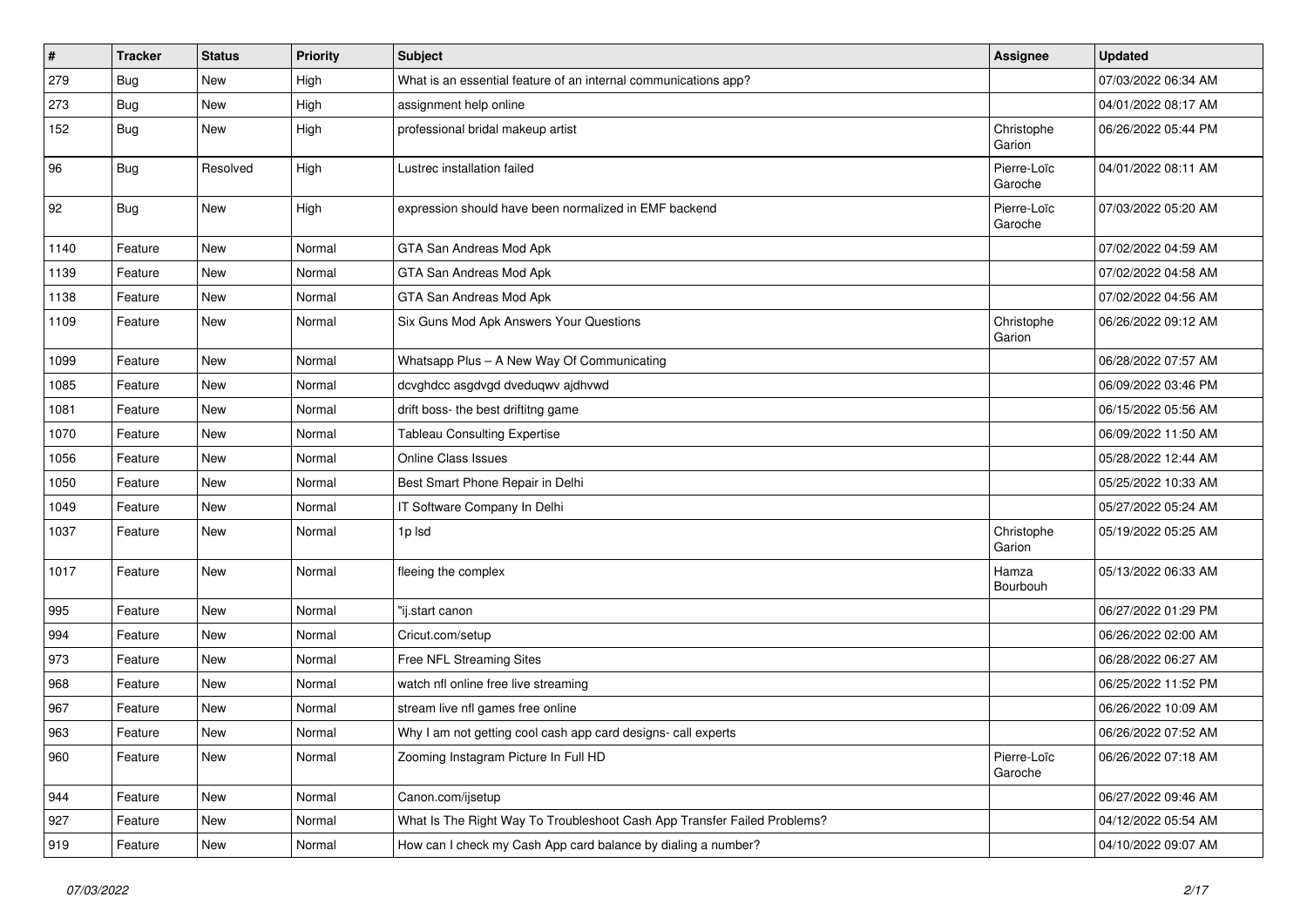| # | Tracker | Status | Priority | Subject | Assignee | Updated |
| --- | --- | --- | --- | --- | --- | --- |
| 279 | Bug | New | High | What is an essential feature of an internal communications app? | | 07/03/2022 06:34 AM |
| 273 | Bug | New | High | assignment help online | | 04/01/2022 08:17 AM |
| 152 | Bug | New | High | professional bridal makeup artist | Christophe Garion | 06/26/2022 05:44 PM |
| 96 | Bug | Resolved | High | Lustrec installation failed | Pierre-Loïc Garoche | 04/01/2022 08:11 AM |
| 92 | Bug | New | High | expression should have been normalized in EMF backend | Pierre-Loïc Garoche | 07/03/2022 05:20 AM |
| 1140 | Feature | New | Normal | GTA San Andreas Mod Apk | | 07/02/2022 04:59 AM |
| 1139 | Feature | New | Normal | GTA San Andreas Mod Apk | | 07/02/2022 04:58 AM |
| 1138 | Feature | New | Normal | GTA San Andreas Mod Apk | | 07/02/2022 04:56 AM |
| 1109 | Feature | New | Normal | Six Guns Mod Apk Answers Your Questions | Christophe Garion | 06/26/2022 09:12 AM |
| 1099 | Feature | New | Normal | Whatsapp Plus – A New Way Of Communicating | | 06/28/2022 07:57 AM |
| 1085 | Feature | New | Normal | dcvghdcc asgdvgd dveduqwv ajdhvwd | | 06/09/2022 03:46 PM |
| 1081 | Feature | New | Normal | drift boss- the best driftitng game | | 06/15/2022 05:56 AM |
| 1070 | Feature | New | Normal | Tableau Consulting Expertise | | 06/09/2022 11:50 AM |
| 1056 | Feature | New | Normal | Online Class Issues | | 05/28/2022 12:44 AM |
| 1050 | Feature | New | Normal | Best Smart Phone Repair in Delhi | | 05/25/2022 10:33 AM |
| 1049 | Feature | New | Normal | IT Software Company In Delhi | | 05/27/2022 05:24 AM |
| 1037 | Feature | New | Normal | 1p lsd | Christophe Garion | 05/19/2022 05:25 AM |
| 1017 | Feature | New | Normal | fleeing the complex | Hamza Bourbouh | 05/13/2022 06:33 AM |
| 995 | Feature | New | Normal | "ij.start canon | | 06/27/2022 01:29 PM |
| 994 | Feature | New | Normal | Cricut.com/setup | | 06/26/2022 02:00 AM |
| 973 | Feature | New | Normal | Free NFL Streaming Sites | | 06/28/2022 06:27 AM |
| 968 | Feature | New | Normal | watch nfl online free live streaming | | 06/25/2022 11:52 PM |
| 967 | Feature | New | Normal | stream live nfl games free online | | 06/26/2022 10:09 AM |
| 963 | Feature | New | Normal | Why I am not getting cool cash app card designs- call experts | | 06/26/2022 07:52 AM |
| 960 | Feature | New | Normal | Zooming Instagram Picture In Full HD | Pierre-Loïc Garoche | 06/26/2022 07:18 AM |
| 944 | Feature | New | Normal | Canon.com/ijsetup | | 06/27/2022 09:46 AM |
| 927 | Feature | New | Normal | What Is The Right Way To Troubleshoot Cash App Transfer Failed Problems? | | 04/12/2022 05:54 AM |
| 919 | Feature | New | Normal | How can I check my Cash App card balance by dialing a number? | | 04/10/2022 09:07 AM |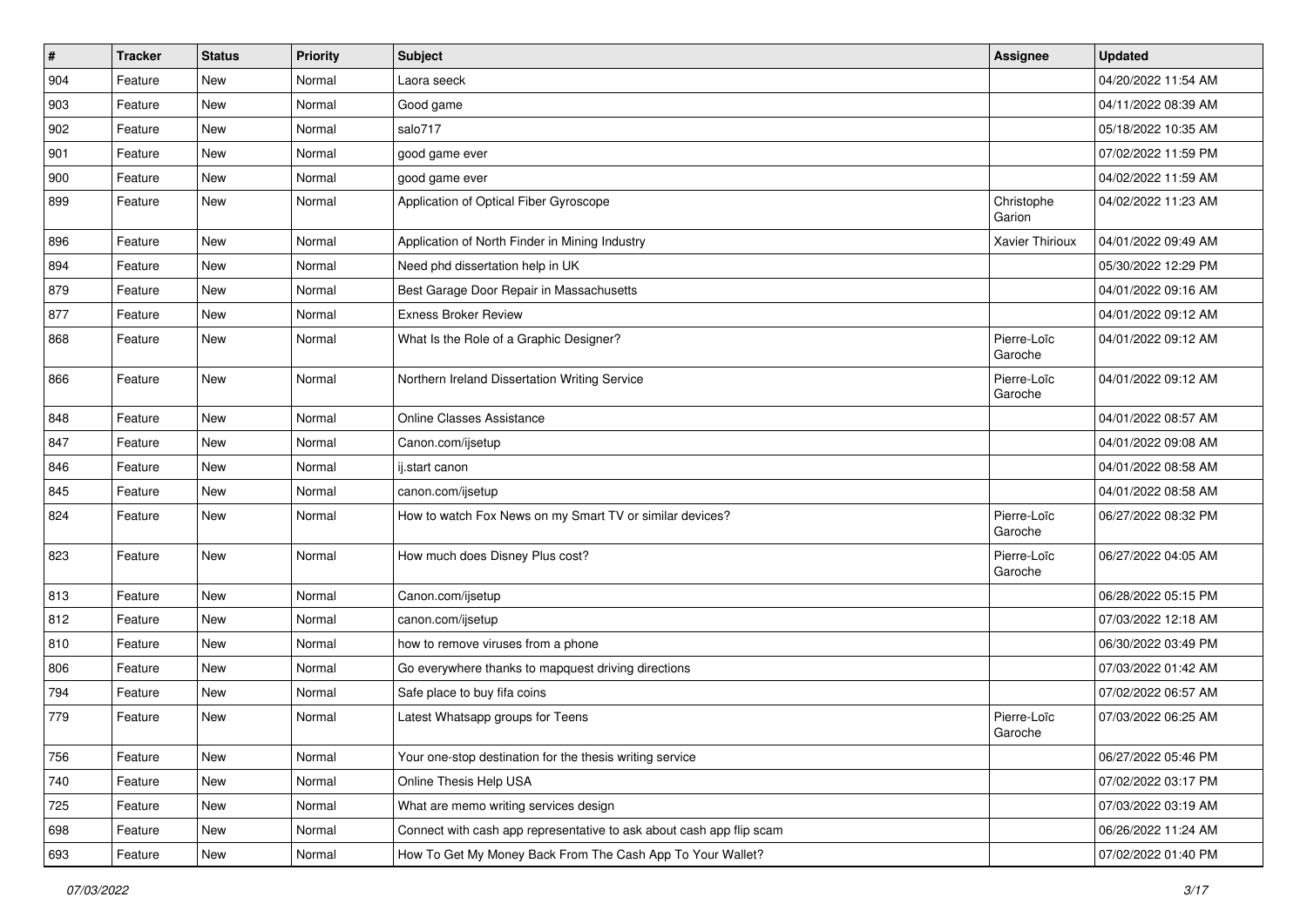| # | Tracker | Status | Priority | Subject | Assignee | Updated |
|---|---|---|---|---|---|---|
| 904 | Feature | New | Normal | Laora seeck | | 04/20/2022 11:54 AM |
| 903 | Feature | New | Normal | Good game | | 04/11/2022 08:39 AM |
| 902 | Feature | New | Normal | salo717 | | 05/18/2022 10:35 AM |
| 901 | Feature | New | Normal | good game ever | | 07/02/2022 11:59 PM |
| 900 | Feature | New | Normal | good game ever | | 04/02/2022 11:59 AM |
| 899 | Feature | New | Normal | Application of Optical Fiber Gyroscope | Christophe Garion | 04/02/2022 11:23 AM |
| 896 | Feature | New | Normal | Application of North Finder in Mining Industry | Xavier Thirioux | 04/01/2022 09:49 AM |
| 894 | Feature | New | Normal | Need phd dissertation help in UK | | 05/30/2022 12:29 PM |
| 879 | Feature | New | Normal | Best Garage Door Repair in Massachusetts | | 04/01/2022 09:16 AM |
| 877 | Feature | New | Normal | Exness Broker Review | | 04/01/2022 09:12 AM |
| 868 | Feature | New | Normal | What Is the Role of a Graphic Designer? | Pierre-Loïc Garoche | 04/01/2022 09:12 AM |
| 866 | Feature | New | Normal | Northern Ireland Dissertation Writing Service | Pierre-Loïc Garoche | 04/01/2022 09:12 AM |
| 848 | Feature | New | Normal | Online Classes Assistance | | 04/01/2022 08:57 AM |
| 847 | Feature | New | Normal | Canon.com/ijsetup | | 04/01/2022 09:08 AM |
| 846 | Feature | New | Normal | ij.start canon | | 04/01/2022 08:58 AM |
| 845 | Feature | New | Normal | canon.com/ijsetup | | 04/01/2022 08:58 AM |
| 824 | Feature | New | Normal | How to watch Fox News on my Smart TV or similar devices? | Pierre-Loïc Garoche | 06/27/2022 08:32 PM |
| 823 | Feature | New | Normal | How much does Disney Plus cost? | Pierre-Loïc Garoche | 06/27/2022 04:05 AM |
| 813 | Feature | New | Normal | Canon.com/ijsetup | | 06/28/2022 05:15 PM |
| 812 | Feature | New | Normal | canon.com/ijsetup | | 07/03/2022 12:18 AM |
| 810 | Feature | New | Normal | how to remove viruses from a phone | | 06/30/2022 03:49 PM |
| 806 | Feature | New | Normal | Go everywhere thanks to mapquest driving directions | | 07/03/2022 01:42 AM |
| 794 | Feature | New | Normal | Safe place to buy fifa coins | | 07/02/2022 06:57 AM |
| 779 | Feature | New | Normal | Latest Whatsapp groups for Teens | Pierre-Loïc Garoche | 07/03/2022 06:25 AM |
| 756 | Feature | New | Normal | Your one-stop destination for the thesis writing service | | 06/27/2022 05:46 PM |
| 740 | Feature | New | Normal | Online Thesis Help USA | | 07/02/2022 03:17 PM |
| 725 | Feature | New | Normal | What are memo writing services design | | 07/03/2022 03:19 AM |
| 698 | Feature | New | Normal | Connect with cash app representative to ask about cash app flip scam | | 06/26/2022 11:24 AM |
| 693 | Feature | New | Normal | How To Get My Money Back From The Cash App To Your Wallet? | | 07/02/2022 01:40 PM |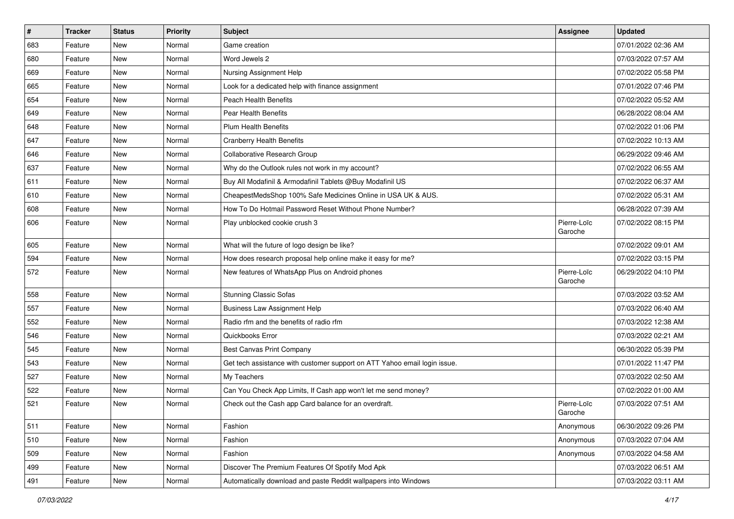| # | Tracker | Status | Priority | Subject | Assignee | Updated |
| --- | --- | --- | --- | --- | --- | --- |
| 683 | Feature | New | Normal | Game creation | | 07/01/2022 02:36 AM |
| 680 | Feature | New | Normal | Word Jewels 2 | | 07/03/2022 07:57 AM |
| 669 | Feature | New | Normal | Nursing Assignment Help | | 07/02/2022 05:58 PM |
| 665 | Feature | New | Normal | Look for a dedicated help with finance assignment | | 07/01/2022 07:46 PM |
| 654 | Feature | New | Normal | Peach Health Benefits | | 07/02/2022 05:52 AM |
| 649 | Feature | New | Normal | Pear Health Benefits | | 06/28/2022 08:04 AM |
| 648 | Feature | New | Normal | Plum Health Benefits | | 07/02/2022 01:06 PM |
| 647 | Feature | New | Normal | Cranberry Health Benefits | | 07/02/2022 10:13 AM |
| 646 | Feature | New | Normal | Collaborative Research Group | | 06/29/2022 09:46 AM |
| 637 | Feature | New | Normal | Why do the Outlook rules not work in my account? | | 07/02/2022 06:55 AM |
| 611 | Feature | New | Normal | Buy All Modafinil & Armodafinil Tablets @Buy Modafinil US | | 07/02/2022 06:37 AM |
| 610 | Feature | New | Normal | CheapestMedsShop 100% Safe Medicines Online in USA UK & AUS. | | 07/02/2022 05:31 AM |
| 608 | Feature | New | Normal | How To Do Hotmail Password Reset Without Phone Number? | | 06/28/2022 07:39 AM |
| 606 | Feature | New | Normal | Play unblocked cookie crush 3 | Pierre-Loïc Garoche | 07/02/2022 08:15 PM |
| 605 | Feature | New | Normal | What will the future of logo design be like? | | 07/02/2022 09:01 AM |
| 594 | Feature | New | Normal | How does research proposal help online make it easy for me? | | 07/02/2022 03:15 PM |
| 572 | Feature | New | Normal | New features of WhatsApp Plus on Android phones | Pierre-Loïc Garoche | 06/29/2022 04:10 PM |
| 558 | Feature | New | Normal | Stunning Classic Sofas | | 07/03/2022 03:52 AM |
| 557 | Feature | New | Normal | Business Law Assignment Help | | 07/03/2022 06:40 AM |
| 552 | Feature | New | Normal | Radio rfm and the benefits of radio rfm | | 07/03/2022 12:38 AM |
| 546 | Feature | New | Normal | Quickbooks Error | | 07/03/2022 02:21 AM |
| 545 | Feature | New | Normal | Best Canvas Print Company | | 06/30/2022 05:39 PM |
| 543 | Feature | New | Normal | Get tech assistance with customer support on ATT Yahoo email login issue. | | 07/01/2022 11:47 PM |
| 527 | Feature | New | Normal | My Teachers | | 07/03/2022 02:50 AM |
| 522 | Feature | New | Normal | Can You Check App Limits, If Cash app won't let me send money? | | 07/02/2022 01:00 AM |
| 521 | Feature | New | Normal | Check out the Cash app Card balance for an overdraft. | Pierre-Loïc Garoche | 07/03/2022 07:51 AM |
| 511 | Feature | New | Normal | Fashion | Anonymous | 06/30/2022 09:26 PM |
| 510 | Feature | New | Normal | Fashion | Anonymous | 07/03/2022 07:04 AM |
| 509 | Feature | New | Normal | Fashion | Anonymous | 07/03/2022 04:58 AM |
| 499 | Feature | New | Normal | Discover The Premium Features Of Spotify Mod Apk | | 07/03/2022 06:51 AM |
| 491 | Feature | New | Normal | Automatically download and paste Reddit wallpapers into Windows | | 07/03/2022 03:11 AM |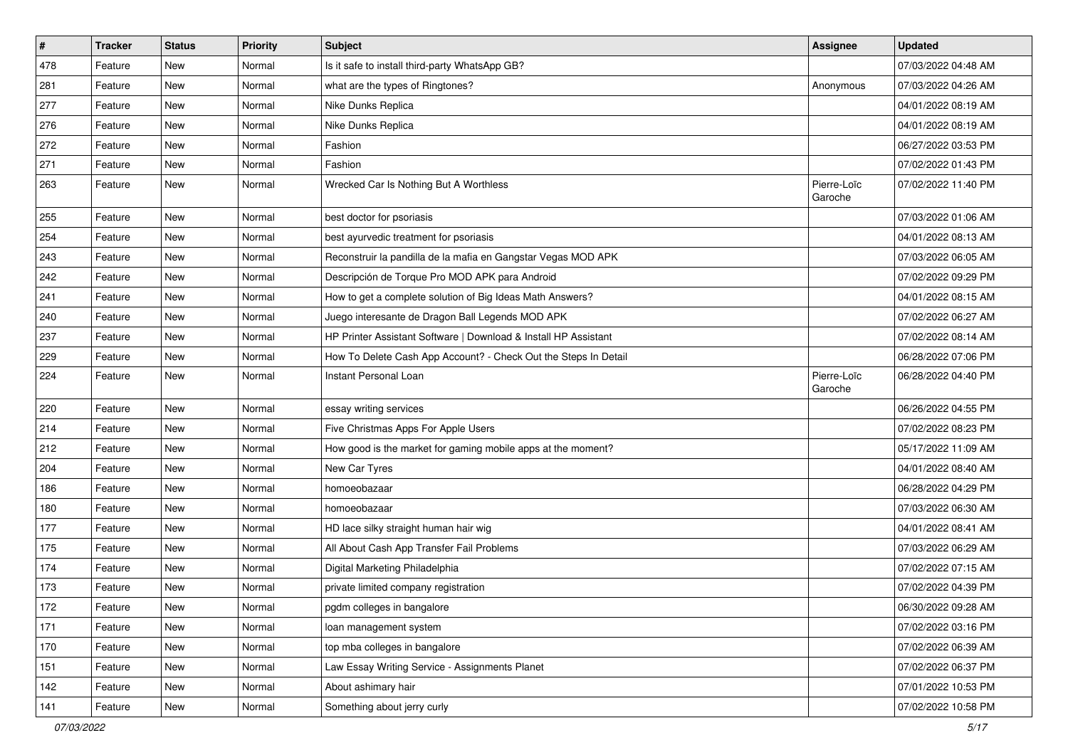| # | Tracker | Status | Priority | Subject | Assignee | Updated |
|---|---|---|---|---|---|---|
| 478 | Feature | New | Normal | Is it safe to install third-party WhatsApp GB? | | 07/03/2022 04:48 AM |
| 281 | Feature | New | Normal | what are the types of Ringtones? | Anonymous | 07/03/2022 04:26 AM |
| 277 | Feature | New | Normal | Nike Dunks Replica | | 04/01/2022 08:19 AM |
| 276 | Feature | New | Normal | Nike Dunks Replica | | 04/01/2022 08:19 AM |
| 272 | Feature | New | Normal | Fashion | | 06/27/2022 03:53 PM |
| 271 | Feature | New | Normal | Fashion | | 07/02/2022 01:43 PM |
| 263 | Feature | New | Normal | Wrecked Car Is Nothing But A Worthless | Pierre-Loïc Garoche | 07/02/2022 11:40 PM |
| 255 | Feature | New | Normal | best doctor for psoriasis | | 07/03/2022 01:06 AM |
| 254 | Feature | New | Normal | best ayurvedic treatment for psoriasis | | 04/01/2022 08:13 AM |
| 243 | Feature | New | Normal | Reconstruir la pandilla de la mafia en Gangstar Vegas MOD APK | | 07/03/2022 06:05 AM |
| 242 | Feature | New | Normal | Descripción de Torque Pro MOD APK para Android | | 07/02/2022 09:29 PM |
| 241 | Feature | New | Normal | How to get a complete solution of Big Ideas Math Answers? | | 04/01/2022 08:15 AM |
| 240 | Feature | New | Normal | Juego interesante de Dragon Ball Legends MOD APK | | 07/02/2022 06:27 AM |
| 237 | Feature | New | Normal | HP Printer Assistant Software | Download & Install HP Assistant | | 07/02/2022 08:14 AM |
| 229 | Feature | New | Normal | How To Delete Cash App Account? - Check Out the Steps In Detail | | 06/28/2022 07:06 PM |
| 224 | Feature | New | Normal | Instant Personal Loan | Pierre-Loïc Garoche | 06/28/2022 04:40 PM |
| 220 | Feature | New | Normal | essay writing services | | 06/26/2022 04:55 PM |
| 214 | Feature | New | Normal | Five Christmas Apps For Apple Users | | 07/02/2022 08:23 PM |
| 212 | Feature | New | Normal | How good is the market for gaming mobile apps at the moment? | | 05/17/2022 11:09 AM |
| 204 | Feature | New | Normal | New Car Tyres | | 04/01/2022 08:40 AM |
| 186 | Feature | New | Normal | homoeobazaar | | 06/28/2022 04:29 PM |
| 180 | Feature | New | Normal | homoeobazaar | | 07/03/2022 06:30 AM |
| 177 | Feature | New | Normal | HD lace silky straight human hair wig | | 04/01/2022 08:41 AM |
| 175 | Feature | New | Normal | All About Cash App Transfer Fail Problems | | 07/03/2022 06:29 AM |
| 174 | Feature | New | Normal | Digital Marketing Philadelphia | | 07/02/2022 07:15 AM |
| 173 | Feature | New | Normal | private limited company registration | | 07/02/2022 04:39 PM |
| 172 | Feature | New | Normal | pgdm colleges in bangalore | | 06/30/2022 09:28 AM |
| 171 | Feature | New | Normal | loan management system | | 07/02/2022 03:16 PM |
| 170 | Feature | New | Normal | top mba colleges in bangalore | | 07/02/2022 06:39 AM |
| 151 | Feature | New | Normal | Law Essay Writing Service - Assignments Planet | | 07/02/2022 06:37 PM |
| 142 | Feature | New | Normal | About ashimary hair | | 07/01/2022 10:53 PM |
| 141 | Feature | New | Normal | Something about jerry curly | | 07/02/2022 10:58 PM |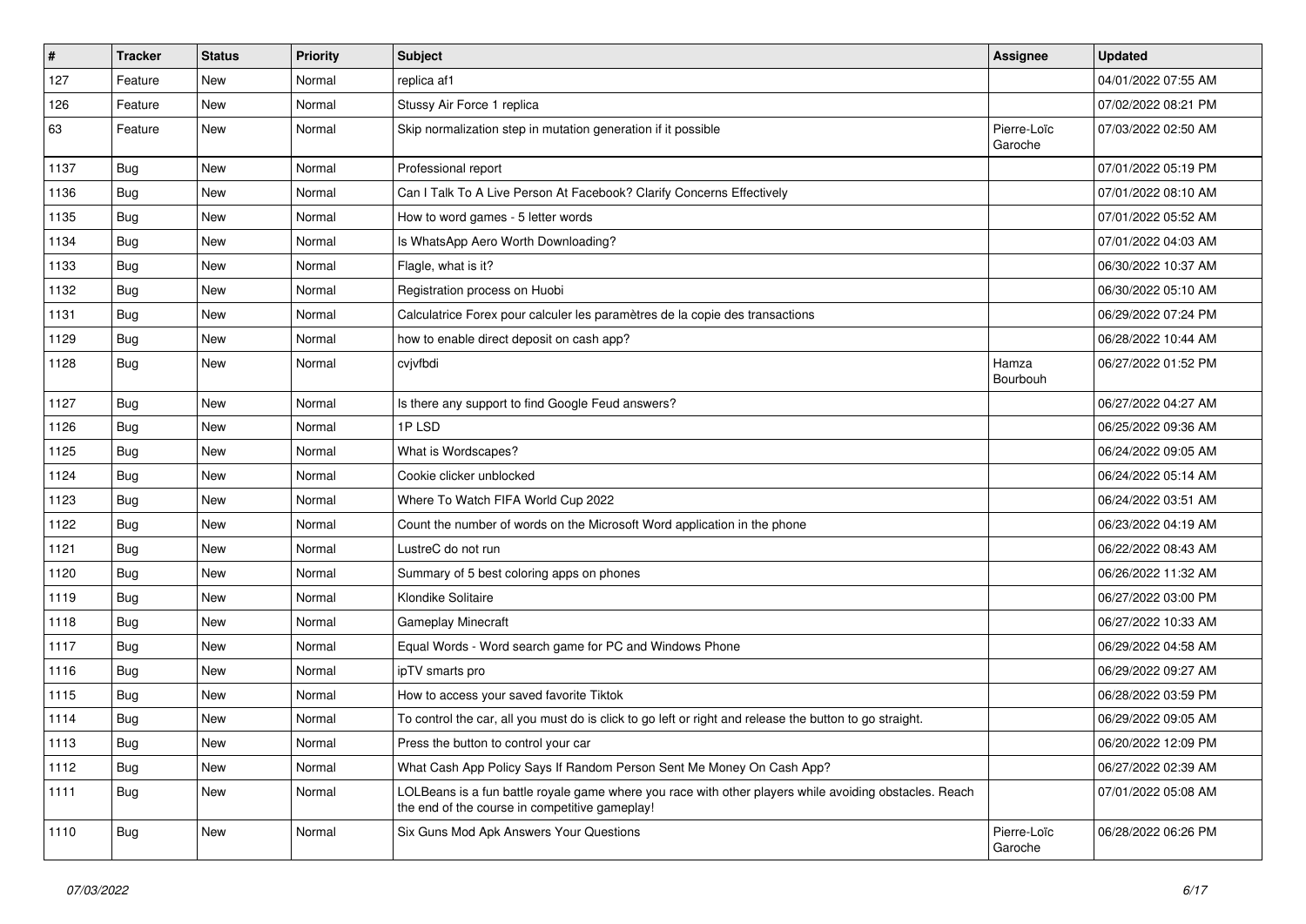| # | Tracker | Status | Priority | Subject | Assignee | Updated |
|---|---|---|---|---|---|---|
| 127 | Feature | New | Normal | replica af1 | | 04/01/2022 07:55 AM |
| 126 | Feature | New | Normal | Stussy Air Force 1 replica | | 07/02/2022 08:21 PM |
| 63 | Feature | New | Normal | Skip normalization step in mutation generation if it possible | Pierre-Loïc Garoche | 07/03/2022 02:50 AM |
| 1137 | Bug | New | Normal | Professional report | | 07/01/2022 05:19 PM |
| 1136 | Bug | New | Normal | Can I Talk To A Live Person At Facebook? Clarify Concerns Effectively | | 07/01/2022 08:10 AM |
| 1135 | Bug | New | Normal | How to word games - 5 letter words | | 07/01/2022 05:52 AM |
| 1134 | Bug | New | Normal | Is WhatsApp Aero Worth Downloading? | | 07/01/2022 04:03 AM |
| 1133 | Bug | New | Normal | Flagle, what is it? | | 06/30/2022 10:37 AM |
| 1132 | Bug | New | Normal | Registration process on Huobi | | 06/30/2022 05:10 AM |
| 1131 | Bug | New | Normal | Calculatrice Forex pour calculer les paramètres de la copie des transactions | | 06/29/2022 07:24 PM |
| 1129 | Bug | New | Normal | how to enable direct deposit on cash app? | | 06/28/2022 10:44 AM |
| 1128 | Bug | New | Normal | cvjvfbdi | Hamza Bourbouh | 06/27/2022 01:52 PM |
| 1127 | Bug | New | Normal | Is there any support to find Google Feud answers? | | 06/27/2022 04:27 AM |
| 1126 | Bug | New | Normal | 1P LSD | | 06/25/2022 09:36 AM |
| 1125 | Bug | New | Normal | What is Wordscapes? | | 06/24/2022 09:05 AM |
| 1124 | Bug | New | Normal | Cookie clicker unblocked | | 06/24/2022 05:14 AM |
| 1123 | Bug | New | Normal | Where To Watch FIFA World Cup 2022 | | 06/24/2022 03:51 AM |
| 1122 | Bug | New | Normal | Count the number of words on the Microsoft Word application in the phone | | 06/23/2022 04:19 AM |
| 1121 | Bug | New | Normal | LustreC do not run | | 06/22/2022 08:43 AM |
| 1120 | Bug | New | Normal | Summary of 5 best coloring apps on phones | | 06/26/2022 11:32 AM |
| 1119 | Bug | New | Normal | Klondike Solitaire | | 06/27/2022 03:00 PM |
| 1118 | Bug | New | Normal | Gameplay Minecraft | | 06/27/2022 10:33 AM |
| 1117 | Bug | New | Normal | Equal Words - Word search game for PC and Windows Phone | | 06/29/2022 04:58 AM |
| 1116 | Bug | New | Normal | ipTV smarts pro | | 06/29/2022 09:27 AM |
| 1115 | Bug | New | Normal | How to access your saved favorite Tiktok | | 06/28/2022 03:59 PM |
| 1114 | Bug | New | Normal | To control the car, all you must do is click to go left or right and release the button to go straight. | | 06/29/2022 09:05 AM |
| 1113 | Bug | New | Normal | Press the button to control your car | | 06/20/2022 12:09 PM |
| 1112 | Bug | New | Normal | What Cash App Policy Says If Random Person Sent Me Money On Cash App? | | 06/27/2022 02:39 AM |
| 1111 | Bug | New | Normal | LOLBeans is a fun battle royale game where you race with other players while avoiding obstacles. Reach the end of the course in competitive gameplay! | | 07/01/2022 05:08 AM |
| 1110 | Bug | New | Normal | Six Guns Mod Apk Answers Your Questions | Pierre-Loïc Garoche | 06/28/2022 06:26 PM |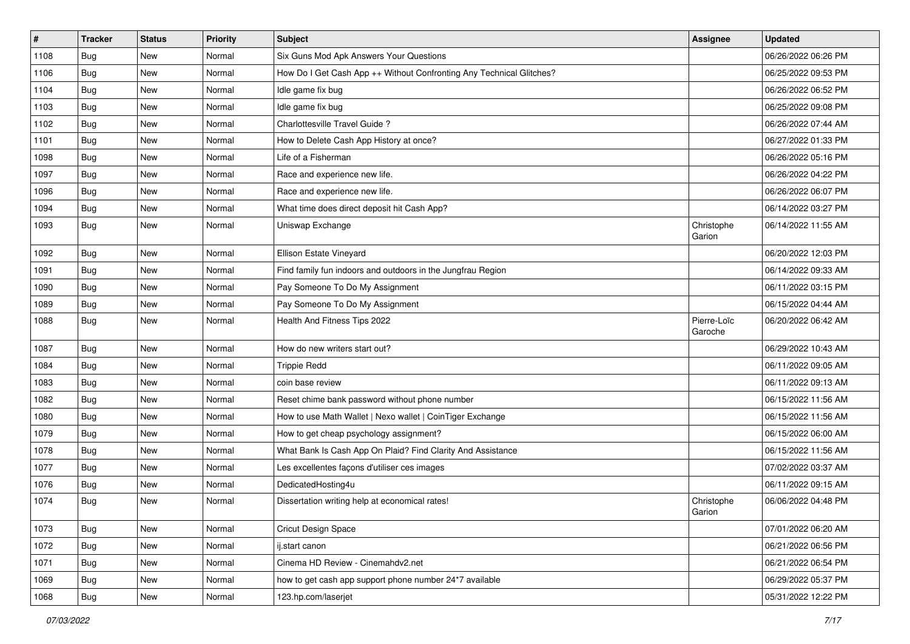| # | Tracker | Status | Priority | Subject | Assignee | Updated |
|---|---|---|---|---|---|---|
| 1108 | Bug | New | Normal | Six Guns Mod Apk Answers Your Questions | | 06/26/2022 06:26 PM |
| 1106 | Bug | New | Normal | How Do I Get Cash App ++ Without Confronting Any Technical Glitches? | | 06/25/2022 09:53 PM |
| 1104 | Bug | New | Normal | Idle game fix bug | | 06/26/2022 06:52 PM |
| 1103 | Bug | New | Normal | Idle game fix bug | | 06/25/2022 09:08 PM |
| 1102 | Bug | New | Normal | Charlottesville Travel Guide ? | | 06/26/2022 07:44 AM |
| 1101 | Bug | New | Normal | How to Delete Cash App History at once? | | 06/27/2022 01:33 PM |
| 1098 | Bug | New | Normal | Life of a Fisherman | | 06/26/2022 05:16 PM |
| 1097 | Bug | New | Normal | Race and experience new life. | | 06/26/2022 04:22 PM |
| 1096 | Bug | New | Normal | Race and experience new life. | | 06/26/2022 06:07 PM |
| 1094 | Bug | New | Normal | What time does direct deposit hit Cash App? | | 06/14/2022 03:27 PM |
| 1093 | Bug | New | Normal | Uniswap Exchange | Christophe Garion | 06/14/2022 11:55 AM |
| 1092 | Bug | New | Normal | Ellison Estate Vineyard | | 06/20/2022 12:03 PM |
| 1091 | Bug | New | Normal | Find family fun indoors and outdoors in the Jungfrau Region | | 06/14/2022 09:33 AM |
| 1090 | Bug | New | Normal | Pay Someone To Do My Assignment | | 06/11/2022 03:15 PM |
| 1089 | Bug | New | Normal | Pay Someone To Do My Assignment | | 06/15/2022 04:44 AM |
| 1088 | Bug | New | Normal | Health And Fitness Tips 2022 | Pierre-Loïc Garoche | 06/20/2022 06:42 AM |
| 1087 | Bug | New | Normal | How do new writers start out? | | 06/29/2022 10:43 AM |
| 1084 | Bug | New | Normal | Trippie Redd | | 06/11/2022 09:05 AM |
| 1083 | Bug | New | Normal | coin base review | | 06/11/2022 09:13 AM |
| 1082 | Bug | New | Normal | Reset chime bank password without phone number | | 06/15/2022 11:56 AM |
| 1080 | Bug | New | Normal | How to use Math Wallet \| Nexo wallet \| CoinTiger Exchange | | 06/15/2022 11:56 AM |
| 1079 | Bug | New | Normal | How to get cheap psychology assignment? | | 06/15/2022 06:00 AM |
| 1078 | Bug | New | Normal | What Bank Is Cash App On Plaid? Find Clarity And Assistance | | 06/15/2022 11:56 AM |
| 1077 | Bug | New | Normal | Les excellentes façons d'utiliser ces images | | 07/02/2022 03:37 AM |
| 1076 | Bug | New | Normal | DedicatedHosting4u | | 06/11/2022 09:15 AM |
| 1074 | Bug | New | Normal | Dissertation writing help at economical rates! | Christophe Garion | 06/06/2022 04:48 PM |
| 1073 | Bug | New | Normal | Cricut Design Space | | 07/01/2022 06:20 AM |
| 1072 | Bug | New | Normal | ij.start canon | | 06/21/2022 06:56 PM |
| 1071 | Bug | New | Normal | Cinema HD Review - Cinemahdv2.net | | 06/21/2022 06:54 PM |
| 1069 | Bug | New | Normal | how to get cash app support phone number 24*7 available | | 06/29/2022 05:37 PM |
| 1068 | Bug | New | Normal | 123.hp.com/laserjet | | 05/31/2022 12:22 PM |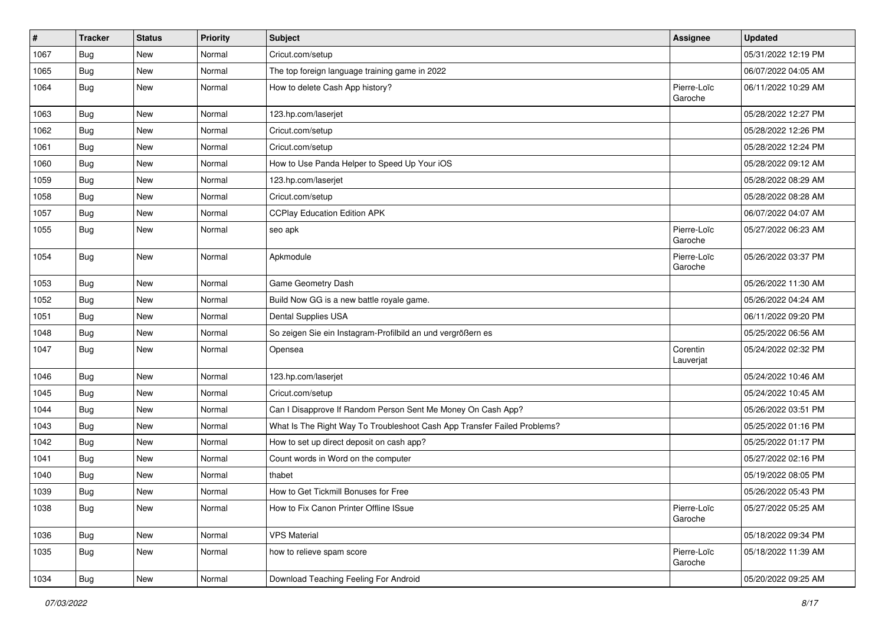| # | Tracker | Status | Priority | Subject | Assignee | Updated |
|---|---|---|---|---|---|---|
| 1067 | Bug | New | Normal | Cricut.com/setup | | 05/31/2022 12:19 PM |
| 1065 | Bug | New | Normal | The top foreign language training game in 2022 | | 06/07/2022 04:05 AM |
| 1064 | Bug | New | Normal | How to delete Cash App history? | Pierre-Loïc Garoche | 06/11/2022 10:29 AM |
| 1063 | Bug | New | Normal | 123.hp.com/laserjet | | 05/28/2022 12:27 PM |
| 1062 | Bug | New | Normal | Cricut.com/setup | | 05/28/2022 12:26 PM |
| 1061 | Bug | New | Normal | Cricut.com/setup | | 05/28/2022 12:24 PM |
| 1060 | Bug | New | Normal | How to Use Panda Helper to Speed Up Your iOS | | 05/28/2022 09:12 AM |
| 1059 | Bug | New | Normal | 123.hp.com/laserjet | | 05/28/2022 08:29 AM |
| 1058 | Bug | New | Normal | Cricut.com/setup | | 05/28/2022 08:28 AM |
| 1057 | Bug | New | Normal | CCPlay Education Edition APK | | 06/07/2022 04:07 AM |
| 1055 | Bug | New | Normal | seo apk | Pierre-Loïc Garoche | 05/27/2022 06:23 AM |
| 1054 | Bug | New | Normal | Apkmodule | Pierre-Loïc Garoche | 05/26/2022 03:37 PM |
| 1053 | Bug | New | Normal | Game Geometry Dash | | 05/26/2022 11:30 AM |
| 1052 | Bug | New | Normal | Build Now GG is a new battle royale game. | | 05/26/2022 04:24 AM |
| 1051 | Bug | New | Normal | Dental Supplies USA | | 06/11/2022 09:20 PM |
| 1048 | Bug | New | Normal | So zeigen Sie ein Instagram-Profilbild an und vergrößern es | | 05/25/2022 06:56 AM |
| 1047 | Bug | New | Normal | Opensea | Corentin Lauverjat | 05/24/2022 02:32 PM |
| 1046 | Bug | New | Normal | 123.hp.com/laserjet | | 05/24/2022 10:46 AM |
| 1045 | Bug | New | Normal | Cricut.com/setup | | 05/24/2022 10:45 AM |
| 1044 | Bug | New | Normal | Can I Disapprove If Random Person Sent Me Money On Cash App? | | 05/26/2022 03:51 PM |
| 1043 | Bug | New | Normal | What Is The Right Way To Troubleshoot Cash App Transfer Failed Problems? | | 05/25/2022 01:16 PM |
| 1042 | Bug | New | Normal | How to set up direct deposit on cash app? | | 05/25/2022 01:17 PM |
| 1041 | Bug | New | Normal | Count words in Word on the computer | | 05/27/2022 02:16 PM |
| 1040 | Bug | New | Normal | thabet | | 05/19/2022 08:05 PM |
| 1039 | Bug | New | Normal | How to Get Tickmill Bonuses for Free | | 05/26/2022 05:43 PM |
| 1038 | Bug | New | Normal | How to Fix Canon Printer Offline ISsue | Pierre-Loïc Garoche | 05/27/2022 05:25 AM |
| 1036 | Bug | New | Normal | VPS Material | | 05/18/2022 09:34 PM |
| 1035 | Bug | New | Normal | how to relieve spam score | Pierre-Loïc Garoche | 05/18/2022 11:39 AM |
| 1034 | Bug | New | Normal | Download Teaching Feeling For Android | | 05/20/2022 09:25 AM |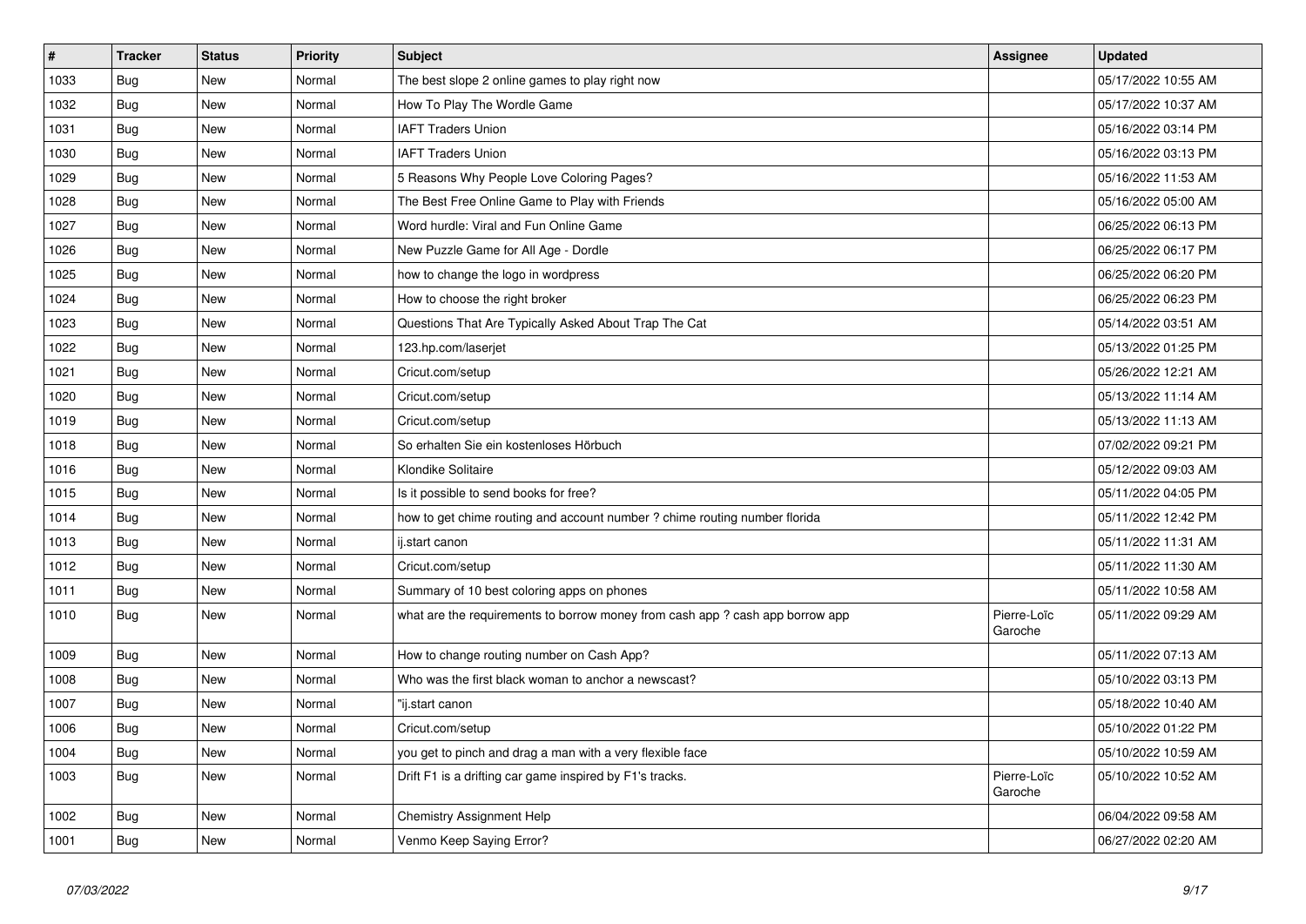| # | Tracker | Status | Priority | Subject | Assignee | Updated |
|---|---|---|---|---|---|---|
| 1033 | Bug | New | Normal | The best slope 2 online games to play right now | | 05/17/2022 10:55 AM |
| 1032 | Bug | New | Normal | How To Play The Wordle Game | | 05/17/2022 10:37 AM |
| 1031 | Bug | New | Normal | IAFT Traders Union | | 05/16/2022 03:14 PM |
| 1030 | Bug | New | Normal | IAFT Traders Union | | 05/16/2022 03:13 PM |
| 1029 | Bug | New | Normal | 5 Reasons Why People Love Coloring Pages? | | 05/16/2022 11:53 AM |
| 1028 | Bug | New | Normal | The Best Free Online Game to Play with Friends | | 05/16/2022 05:00 AM |
| 1027 | Bug | New | Normal | Word hurdle: Viral and Fun Online Game | | 06/25/2022 06:13 PM |
| 1026 | Bug | New | Normal | New Puzzle Game for All Age - Dordle | | 06/25/2022 06:17 PM |
| 1025 | Bug | New | Normal | how to change the logo in wordpress | | 06/25/2022 06:20 PM |
| 1024 | Bug | New | Normal | How to choose the right broker | | 06/25/2022 06:23 PM |
| 1023 | Bug | New | Normal | Questions That Are Typically Asked About Trap The Cat | | 05/14/2022 03:51 AM |
| 1022 | Bug | New | Normal | 123.hp.com/laserjet | | 05/13/2022 01:25 PM |
| 1021 | Bug | New | Normal | Cricut.com/setup | | 05/26/2022 12:21 AM |
| 1020 | Bug | New | Normal | Cricut.com/setup | | 05/13/2022 11:14 AM |
| 1019 | Bug | New | Normal | Cricut.com/setup | | 05/13/2022 11:13 AM |
| 1018 | Bug | New | Normal | So erhalten Sie ein kostenloses Hörbuch | | 07/02/2022 09:21 PM |
| 1016 | Bug | New | Normal | Klondike Solitaire | | 05/12/2022 09:03 AM |
| 1015 | Bug | New | Normal | Is it possible to send books for free? | | 05/11/2022 04:05 PM |
| 1014 | Bug | New | Normal | how to get chime routing and account number ? chime routing number florida | | 05/11/2022 12:42 PM |
| 1013 | Bug | New | Normal | ij.start canon | | 05/11/2022 11:31 AM |
| 1012 | Bug | New | Normal | Cricut.com/setup | | 05/11/2022 11:30 AM |
| 1011 | Bug | New | Normal | Summary of 10 best coloring apps on phones | | 05/11/2022 10:58 AM |
| 1010 | Bug | New | Normal | what are the requirements to borrow money from cash app ? cash app borrow app | Pierre-Loïc Garoche | 05/11/2022 09:29 AM |
| 1009 | Bug | New | Normal | How to change routing number on Cash App? | | 05/11/2022 07:13 AM |
| 1008 | Bug | New | Normal | Who was the first black woman to anchor a newscast? | | 05/10/2022 03:13 PM |
| 1007 | Bug | New | Normal | "ij.start canon | | 05/18/2022 10:40 AM |
| 1006 | Bug | New | Normal | Cricut.com/setup | | 05/10/2022 01:22 PM |
| 1004 | Bug | New | Normal | you get to pinch and drag a man with a very flexible face | | 05/10/2022 10:59 AM |
| 1003 | Bug | New | Normal | Drift F1 is a drifting car game inspired by F1's tracks. | Pierre-Loïc Garoche | 05/10/2022 10:52 AM |
| 1002 | Bug | New | Normal | Chemistry Assignment Help | | 06/04/2022 09:58 AM |
| 1001 | Bug | New | Normal | Venmo Keep Saying Error? | | 06/27/2022 02:20 AM |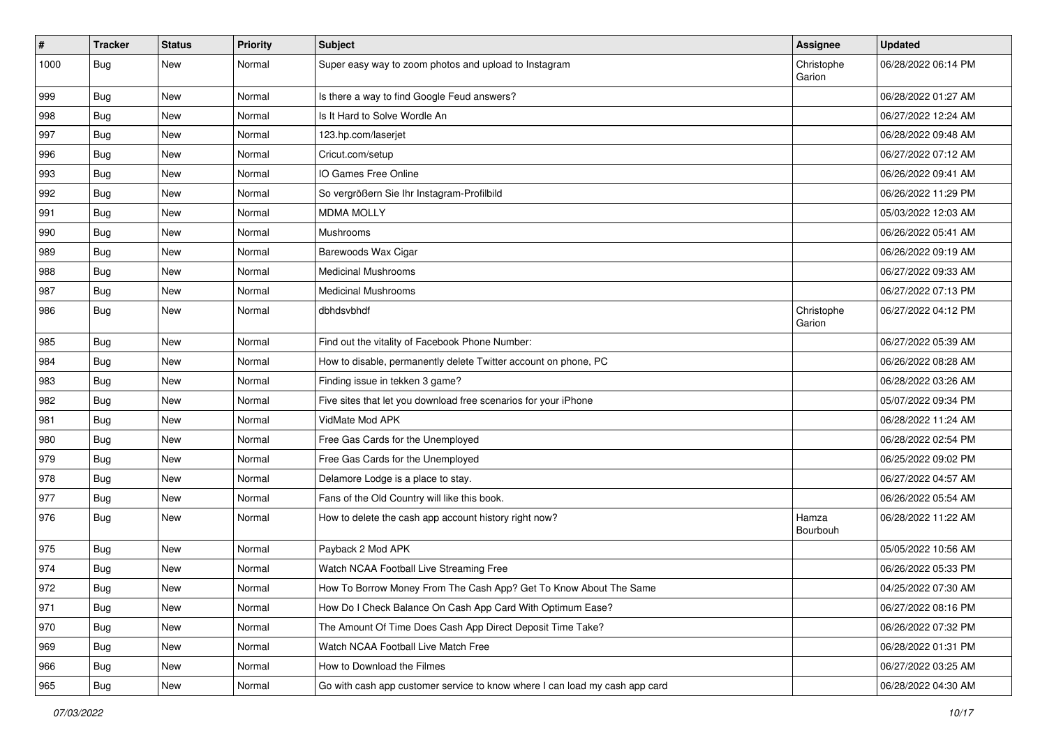| # | Tracker | Status | Priority | Subject | Assignee | Updated |
|---|---|---|---|---|---|---|
| 1000 | Bug | New | Normal | Super easy way to zoom photos and upload to Instagram | Christophe Garion | 06/28/2022 06:14 PM |
| 999 | Bug | New | Normal | Is there a way to find Google Feud answers? | | 06/28/2022 01:27 AM |
| 998 | Bug | New | Normal | Is It Hard to Solve Wordle An | | 06/27/2022 12:24 AM |
| 997 | Bug | New | Normal | 123.hp.com/laserjet | | 06/28/2022 09:48 AM |
| 996 | Bug | New | Normal | Cricut.com/setup | | 06/27/2022 07:12 AM |
| 993 | Bug | New | Normal | IO Games Free Online | | 06/26/2022 09:41 AM |
| 992 | Bug | New | Normal | So vergrößern Sie Ihr Instagram-Profilbild | | 06/26/2022 11:29 PM |
| 991 | Bug | New | Normal | MDMA MOLLY | | 05/03/2022 12:03 AM |
| 990 | Bug | New | Normal | Mushrooms | | 06/26/2022 05:41 AM |
| 989 | Bug | New | Normal | Barewoods Wax Cigar | | 06/26/2022 09:19 AM |
| 988 | Bug | New | Normal | Medicinal Mushrooms | | 06/27/2022 09:33 AM |
| 987 | Bug | New | Normal | Medicinal Mushrooms | | 06/27/2022 07:13 PM |
| 986 | Bug | New | Normal | dbhdsvbhdf | Christophe Garion | 06/27/2022 04:12 PM |
| 985 | Bug | New | Normal | Find out the vitality of Facebook Phone Number: | | 06/27/2022 05:39 AM |
| 984 | Bug | New | Normal | How to disable, permanently delete Twitter account on phone, PC | | 06/26/2022 08:28 AM |
| 983 | Bug | New | Normal | Finding issue in tekken 3 game? | | 06/28/2022 03:26 AM |
| 982 | Bug | New | Normal | Five sites that let you download free scenarios for your iPhone | | 05/07/2022 09:34 PM |
| 981 | Bug | New | Normal | VidMate Mod APK | | 06/28/2022 11:24 AM |
| 980 | Bug | New | Normal | Free Gas Cards for the Unemployed | | 06/28/2022 02:54 PM |
| 979 | Bug | New | Normal | Free Gas Cards for the Unemployed | | 06/25/2022 09:02 PM |
| 978 | Bug | New | Normal | Delamore Lodge is a place to stay. | | 06/27/2022 04:57 AM |
| 977 | Bug | New | Normal | Fans of the Old Country will like this book. | | 06/26/2022 05:54 AM |
| 976 | Bug | New | Normal | How to delete the cash app account history right now? | Hamza Bourbouh | 06/28/2022 11:22 AM |
| 975 | Bug | New | Normal | Payback 2 Mod APK | | 05/05/2022 10:56 AM |
| 974 | Bug | New | Normal | Watch NCAA Football Live Streaming Free | | 06/26/2022 05:33 PM |
| 972 | Bug | New | Normal | How To Borrow Money From The Cash App? Get To Know About The Same | | 04/25/2022 07:30 AM |
| 971 | Bug | New | Normal | How Do I Check Balance On Cash App Card With Optimum Ease? | | 06/27/2022 08:16 PM |
| 970 | Bug | New | Normal | The Amount Of Time Does Cash App Direct Deposit Time Take? | | 06/26/2022 07:32 PM |
| 969 | Bug | New | Normal | Watch NCAA Football Live Match Free | | 06/28/2022 01:31 PM |
| 966 | Bug | New | Normal | How to Download the Filmes | | 06/27/2022 03:25 AM |
| 965 | Bug | New | Normal | Go with cash app customer service to know where I can load my cash app card | | 06/28/2022 04:30 AM |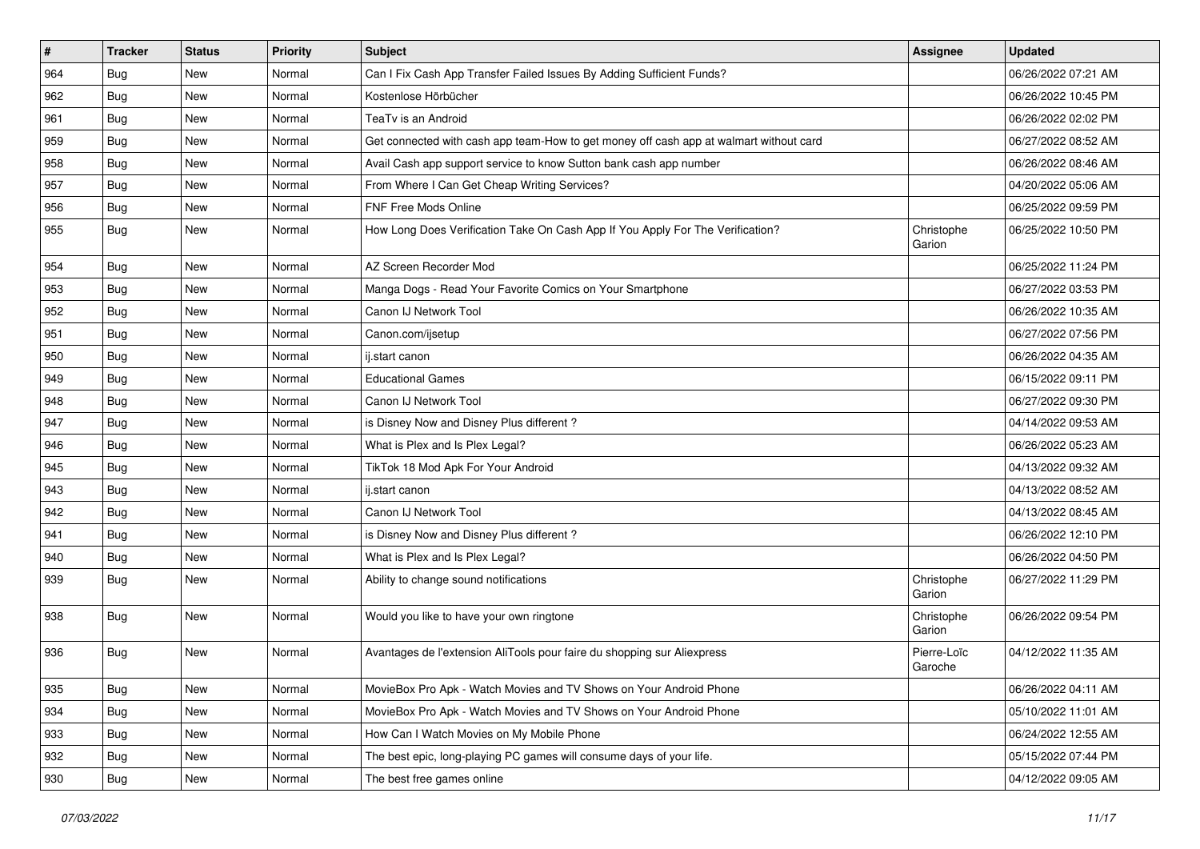| # | Tracker | Status | Priority | Subject | Assignee | Updated |
|---|---|---|---|---|---|---|
| 964 | Bug | New | Normal | Can I Fix Cash App Transfer Failed Issues By Adding Sufficient Funds? | | 06/26/2022 07:21 AM |
| 962 | Bug | New | Normal | Kostenlose Hörbücher | | 06/26/2022 10:45 PM |
| 961 | Bug | New | Normal | TeaTv is an Android | | 06/26/2022 02:02 PM |
| 959 | Bug | New | Normal | Get connected with cash app team-How to get money off cash app at walmart without card | | 06/27/2022 08:52 AM |
| 958 | Bug | New | Normal | Avail Cash app support service to know Sutton bank cash app number | | 06/26/2022 08:46 AM |
| 957 | Bug | New | Normal | From Where I Can Get Cheap Writing Services? | | 04/20/2022 05:06 AM |
| 956 | Bug | New | Normal | FNF Free Mods Online | | 06/25/2022 09:59 PM |
| 955 | Bug | New | Normal | How Long Does Verification Take On Cash App If You Apply For The Verification? | Christophe Garion | 06/25/2022 10:50 PM |
| 954 | Bug | New | Normal | AZ Screen Recorder Mod | | 06/25/2022 11:24 PM |
| 953 | Bug | New | Normal | Manga Dogs - Read Your Favorite Comics on Your Smartphone | | 06/27/2022 03:53 PM |
| 952 | Bug | New | Normal | Canon IJ Network Tool | | 06/26/2022 10:35 AM |
| 951 | Bug | New | Normal | Canon.com/ijsetup | | 06/27/2022 07:56 PM |
| 950 | Bug | New | Normal | ij.start canon | | 06/26/2022 04:35 AM |
| 949 | Bug | New | Normal | Educational Games | | 06/15/2022 09:11 PM |
| 948 | Bug | New | Normal | Canon IJ Network Tool | | 06/27/2022 09:30 PM |
| 947 | Bug | New | Normal | is Disney Now and Disney Plus different ? | | 04/14/2022 09:53 AM |
| 946 | Bug | New | Normal | What is Plex and Is Plex Legal? | | 06/26/2022 05:23 AM |
| 945 | Bug | New | Normal | TikTok 18 Mod Apk For Your Android | | 04/13/2022 09:32 AM |
| 943 | Bug | New | Normal | ij.start canon | | 04/13/2022 08:52 AM |
| 942 | Bug | New | Normal | Canon IJ Network Tool | | 04/13/2022 08:45 AM |
| 941 | Bug | New | Normal | is Disney Now and Disney Plus different ? | | 06/26/2022 12:10 PM |
| 940 | Bug | New | Normal | What is Plex and Is Plex Legal? | | 06/26/2022 04:50 PM |
| 939 | Bug | New | Normal | Ability to change sound notifications | Christophe Garion | 06/27/2022 11:29 PM |
| 938 | Bug | New | Normal | Would you like to have your own ringtone | Christophe Garion | 06/26/2022 09:54 PM |
| 936 | Bug | New | Normal | Avantages de l'extension AliTools pour faire du shopping sur Aliexpress | Pierre-Loïc Garoche | 04/12/2022 11:35 AM |
| 935 | Bug | New | Normal | MovieBox Pro Apk - Watch Movies and TV Shows on Your Android Phone | | 06/26/2022 04:11 AM |
| 934 | Bug | New | Normal | MovieBox Pro Apk - Watch Movies and TV Shows on Your Android Phone | | 05/10/2022 11:01 AM |
| 933 | Bug | New | Normal | How Can I Watch Movies on My Mobile Phone | | 06/24/2022 12:55 AM |
| 932 | Bug | New | Normal | The best epic, long-playing PC games will consume days of your life. | | 05/15/2022 07:44 PM |
| 930 | Bug | New | Normal | The best free games online | | 04/12/2022 09:05 AM |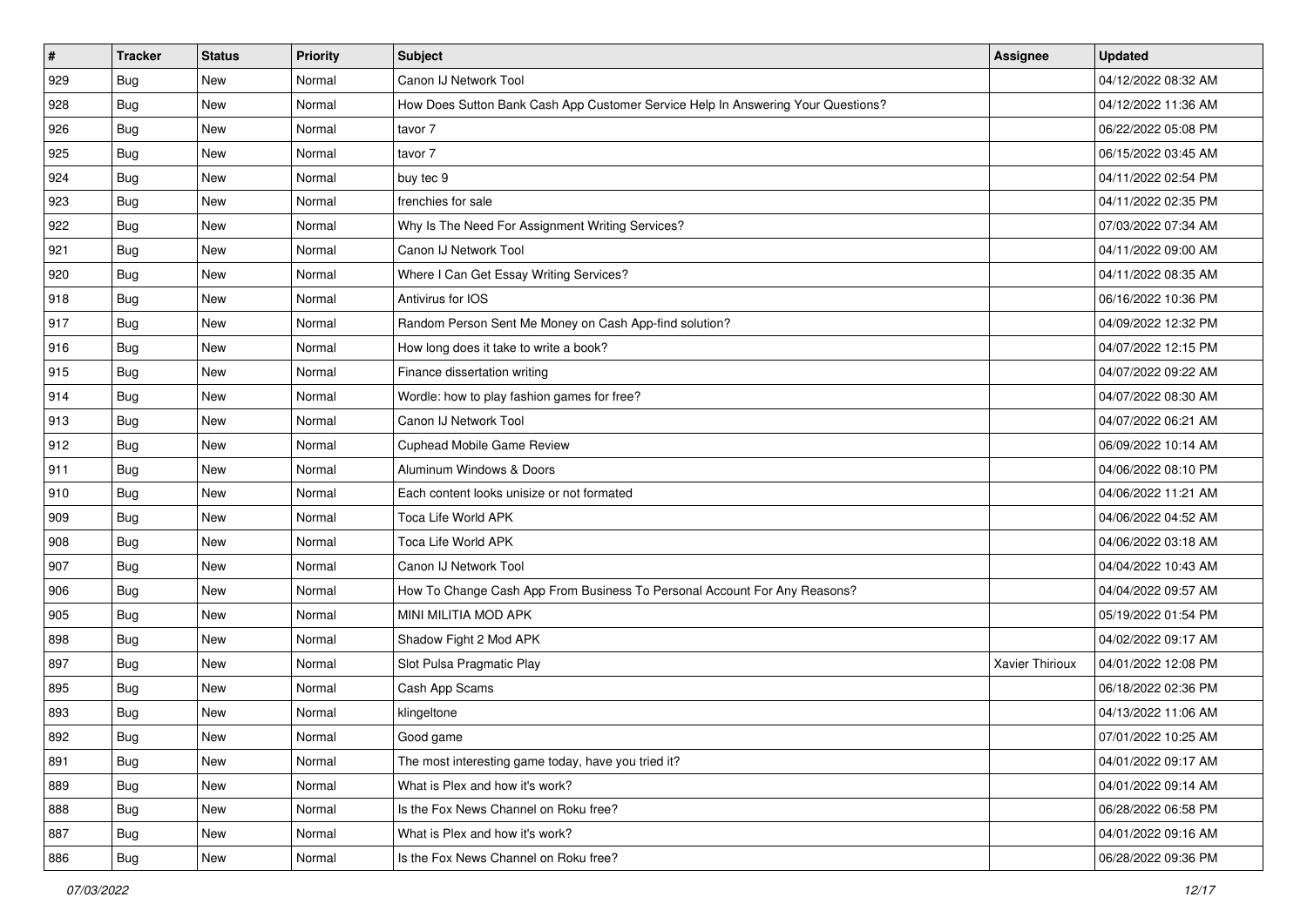| # | Tracker | Status | Priority | Subject | Assignee | Updated |
| --- | --- | --- | --- | --- | --- | --- |
| 929 | Bug | New | Normal | Canon IJ Network Tool | | 04/12/2022 08:32 AM |
| 928 | Bug | New | Normal | How Does Sutton Bank Cash App Customer Service Help In Answering Your Questions? | | 04/12/2022 11:36 AM |
| 926 | Bug | New | Normal | tavor 7 | | 06/22/2022 05:08 PM |
| 925 | Bug | New | Normal | tavor 7 | | 06/15/2022 03:45 AM |
| 924 | Bug | New | Normal | buy tec 9 | | 04/11/2022 02:54 PM |
| 923 | Bug | New | Normal | frenchies for sale | | 04/11/2022 02:35 PM |
| 922 | Bug | New | Normal | Why Is The Need For Assignment Writing Services? | | 07/03/2022 07:34 AM |
| 921 | Bug | New | Normal | Canon IJ Network Tool | | 04/11/2022 09:00 AM |
| 920 | Bug | New | Normal | Where I Can Get Essay Writing Services? | | 04/11/2022 08:35 AM |
| 918 | Bug | New | Normal | Antivirus for IOS | | 06/16/2022 10:36 PM |
| 917 | Bug | New | Normal | Random Person Sent Me Money on Cash App-find solution? | | 04/09/2022 12:32 PM |
| 916 | Bug | New | Normal | How long does it take to write a book? | | 04/07/2022 12:15 PM |
| 915 | Bug | New | Normal | Finance dissertation writing | | 04/07/2022 09:22 AM |
| 914 | Bug | New | Normal | Wordle: how to play fashion games for free? | | 04/07/2022 08:30 AM |
| 913 | Bug | New | Normal | Canon IJ Network Tool | | 04/07/2022 06:21 AM |
| 912 | Bug | New | Normal | Cuphead Mobile Game Review | | 06/09/2022 10:14 AM |
| 911 | Bug | New | Normal | Aluminum Windows & Doors | | 04/06/2022 08:10 PM |
| 910 | Bug | New | Normal | Each content looks unisize or not formated | | 04/06/2022 11:21 AM |
| 909 | Bug | New | Normal | Toca Life World APK | | 04/06/2022 04:52 AM |
| 908 | Bug | New | Normal | Toca Life World APK | | 04/06/2022 03:18 AM |
| 907 | Bug | New | Normal | Canon IJ Network Tool | | 04/04/2022 10:43 AM |
| 906 | Bug | New | Normal | How To Change Cash App From Business To Personal Account For Any Reasons? | | 04/04/2022 09:57 AM |
| 905 | Bug | New | Normal | MINI MILITIA MOD APK | | 05/19/2022 01:54 PM |
| 898 | Bug | New | Normal | Shadow Fight 2 Mod APK | | 04/02/2022 09:17 AM |
| 897 | Bug | New | Normal | Slot Pulsa Pragmatic Play | Xavier Thirioux | 04/01/2022 12:08 PM |
| 895 | Bug | New | Normal | Cash App Scams | | 06/18/2022 02:36 PM |
| 893 | Bug | New | Normal | klingeltone | | 04/13/2022 11:06 AM |
| 892 | Bug | New | Normal | Good game | | 07/01/2022 10:25 AM |
| 891 | Bug | New | Normal | The most interesting game today, have you tried it? | | 04/01/2022 09:17 AM |
| 889 | Bug | New | Normal | What is Plex and how it's work? | | 04/01/2022 09:14 AM |
| 888 | Bug | New | Normal | Is the Fox News Channel on Roku free? | | 06/28/2022 06:58 PM |
| 887 | Bug | New | Normal | What is Plex and how it's work? | | 04/01/2022 09:16 AM |
| 886 | Bug | New | Normal | Is the Fox News Channel on Roku free? | | 06/28/2022 09:36 PM |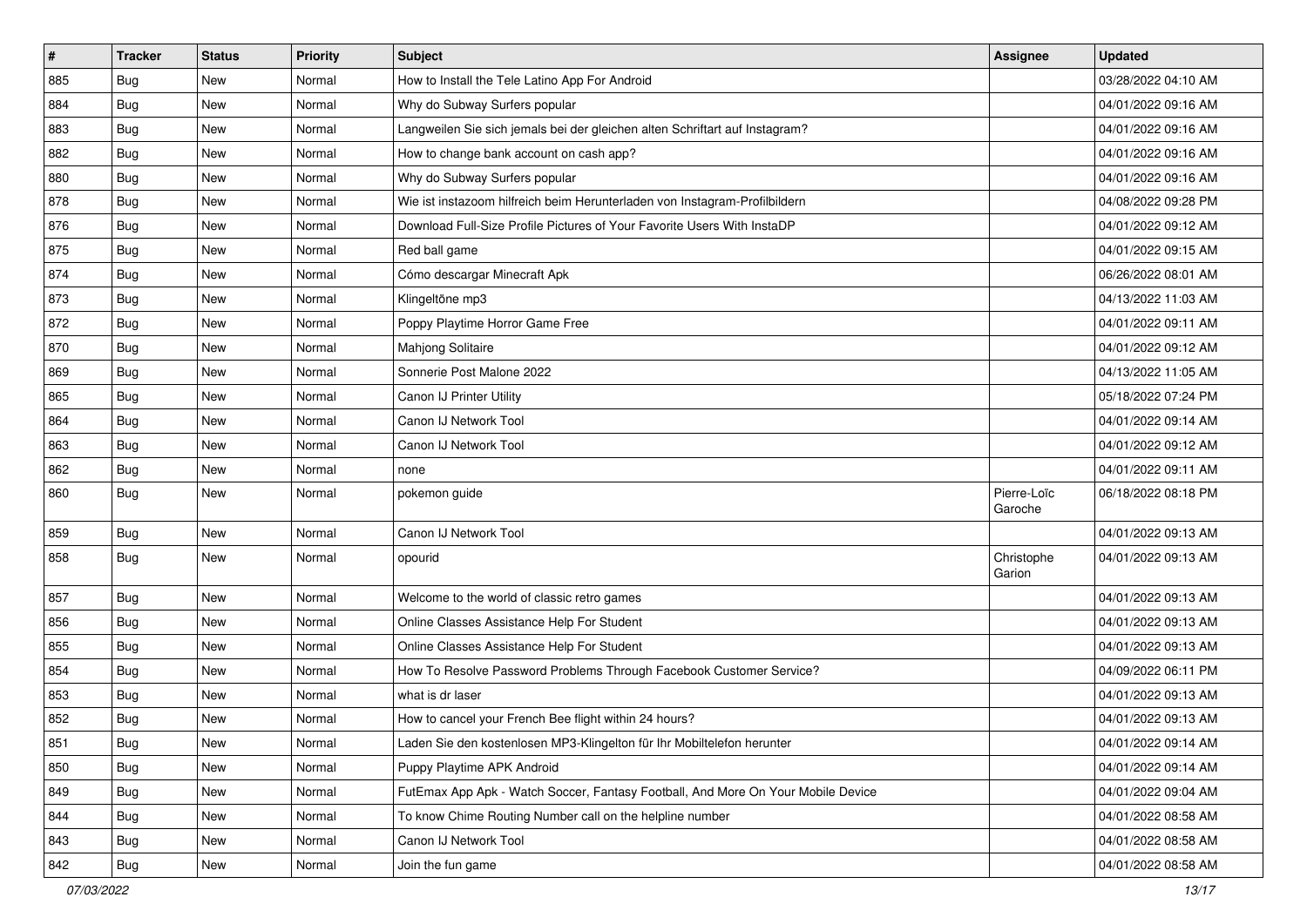| # | Tracker | Status | Priority | Subject | Assignee | Updated |
|---|---|---|---|---|---|---|
| 885 | Bug | New | Normal | How to Install the Tele Latino App For Android | | 03/28/2022 04:10 AM |
| 884 | Bug | New | Normal | Why do Subway Surfers popular | | 04/01/2022 09:16 AM |
| 883 | Bug | New | Normal | Langweilen Sie sich jemals bei der gleichen alten Schriftart auf Instagram? | | 04/01/2022 09:16 AM |
| 882 | Bug | New | Normal | How to change bank account on cash app? | | 04/01/2022 09:16 AM |
| 880 | Bug | New | Normal | Why do Subway Surfers popular | | 04/01/2022 09:16 AM |
| 878 | Bug | New | Normal | Wie ist instazoom hilfreich beim Herunterladen von Instagram-Profilbildern | | 04/08/2022 09:28 PM |
| 876 | Bug | New | Normal | Download Full-Size Profile Pictures of Your Favorite Users With InstaDP | | 04/01/2022 09:12 AM |
| 875 | Bug | New | Normal | Red ball game | | 04/01/2022 09:15 AM |
| 874 | Bug | New | Normal | Cómo descargar Minecraft Apk | | 06/26/2022 08:01 AM |
| 873 | Bug | New | Normal | Klingeltöne mp3 | | 04/13/2022 11:03 AM |
| 872 | Bug | New | Normal | Poppy Playtime Horror Game Free | | 04/01/2022 09:11 AM |
| 870 | Bug | New | Normal | Mahjong Solitaire | | 04/01/2022 09:12 AM |
| 869 | Bug | New | Normal | Sonnerie Post Malone 2022 | | 04/13/2022 11:05 AM |
| 865 | Bug | New | Normal | Canon IJ Printer Utility | | 05/18/2022 07:24 PM |
| 864 | Bug | New | Normal | Canon IJ Network Tool | | 04/01/2022 09:14 AM |
| 863 | Bug | New | Normal | Canon IJ Network Tool | | 04/01/2022 09:12 AM |
| 862 | Bug | New | Normal | none | | 04/01/2022 09:11 AM |
| 860 | Bug | New | Normal | pokemon guide | Pierre-Loïc Garoche | 06/18/2022 08:18 PM |
| 859 | Bug | New | Normal | Canon IJ Network Tool | | 04/01/2022 09:13 AM |
| 858 | Bug | New | Normal | opourid | Christophe Garion | 04/01/2022 09:13 AM |
| 857 | Bug | New | Normal | Welcome to the world of classic retro games | | 04/01/2022 09:13 AM |
| 856 | Bug | New | Normal | Online Classes Assistance Help For Student | | 04/01/2022 09:13 AM |
| 855 | Bug | New | Normal | Online Classes Assistance Help For Student | | 04/01/2022 09:13 AM |
| 854 | Bug | New | Normal | How To Resolve Password Problems Through Facebook Customer Service? | | 04/09/2022 06:11 PM |
| 853 | Bug | New | Normal | what is dr laser | | 04/01/2022 09:13 AM |
| 852 | Bug | New | Normal | How to cancel your French Bee flight within 24 hours? | | 04/01/2022 09:13 AM |
| 851 | Bug | New | Normal | Laden Sie den kostenlosen MP3-Klingelton für Ihr Mobiltelefon herunter | | 04/01/2022 09:14 AM |
| 850 | Bug | New | Normal | Puppy Playtime APK Android | | 04/01/2022 09:14 AM |
| 849 | Bug | New | Normal | FutEmax App Apk - Watch Soccer, Fantasy Football, And More On Your Mobile Device | | 04/01/2022 09:04 AM |
| 844 | Bug | New | Normal | To know Chime Routing Number call on the helpline number | | 04/01/2022 08:58 AM |
| 843 | Bug | New | Normal | Canon IJ Network Tool | | 04/01/2022 08:58 AM |
| 842 | Bug | New | Normal | Join the fun game | | 04/01/2022 08:58 AM |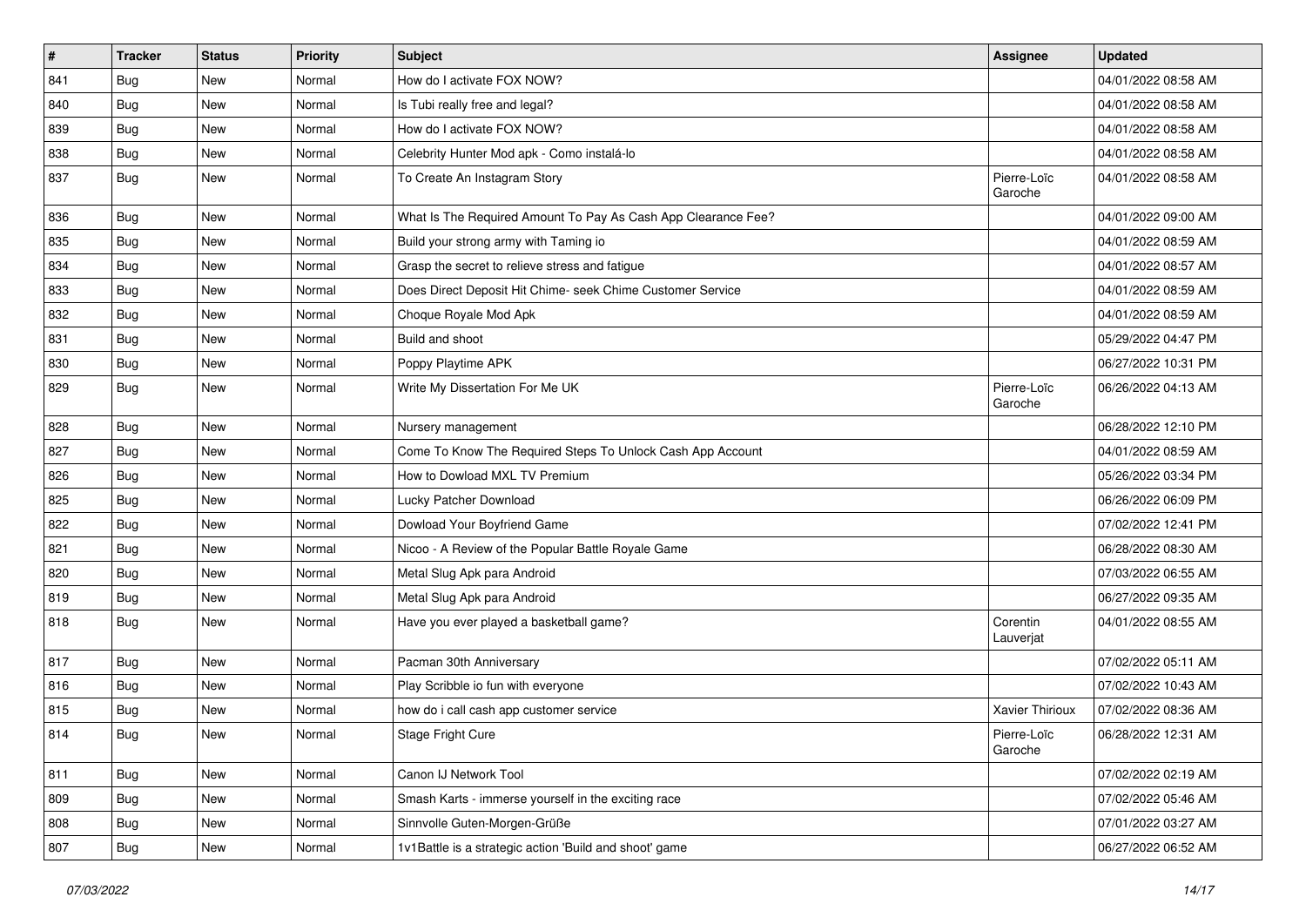| # | Tracker | Status | Priority | Subject | Assignee | Updated |
|---|---|---|---|---|---|---|
| 841 | Bug | New | Normal | How do I activate FOX NOW? | | 04/01/2022 08:58 AM |
| 840 | Bug | New | Normal | Is Tubi really free and legal? | | 04/01/2022 08:58 AM |
| 839 | Bug | New | Normal | How do I activate FOX NOW? | | 04/01/2022 08:58 AM |
| 838 | Bug | New | Normal | Celebrity Hunter Mod apk - Como instalá-lo | | 04/01/2022 08:58 AM |
| 837 | Bug | New | Normal | To Create An Instagram Story | Pierre-Loïc Garoche | 04/01/2022 08:58 AM |
| 836 | Bug | New | Normal | What Is The Required Amount To Pay As Cash App Clearance Fee? | | 04/01/2022 09:00 AM |
| 835 | Bug | New | Normal | Build your strong army with Taming io | | 04/01/2022 08:59 AM |
| 834 | Bug | New | Normal | Grasp the secret to relieve stress and fatigue | | 04/01/2022 08:57 AM |
| 833 | Bug | New | Normal | Does Direct Deposit Hit Chime- seek Chime Customer Service | | 04/01/2022 08:59 AM |
| 832 | Bug | New | Normal | Choque Royale Mod Apk | | 04/01/2022 08:59 AM |
| 831 | Bug | New | Normal | Build and shoot | | 05/29/2022 04:47 PM |
| 830 | Bug | New | Normal | Poppy Playtime APK | | 06/27/2022 10:31 PM |
| 829 | Bug | New | Normal | Write My Dissertation For Me UK | Pierre-Loïc Garoche | 06/26/2022 04:13 AM |
| 828 | Bug | New | Normal | Nursery management | | 06/28/2022 12:10 PM |
| 827 | Bug | New | Normal | Come To Know The Required Steps To Unlock Cash App Account | | 04/01/2022 08:59 AM |
| 826 | Bug | New | Normal | How to Dowload MXL TV Premium | | 05/26/2022 03:34 PM |
| 825 | Bug | New | Normal | Lucky Patcher Download | | 06/26/2022 06:09 PM |
| 822 | Bug | New | Normal | Dowload Your Boyfriend Game | | 07/02/2022 12:41 PM |
| 821 | Bug | New | Normal | Nicoo - A Review of the Popular Battle Royale Game | | 06/28/2022 08:30 AM |
| 820 | Bug | New | Normal | Metal Slug Apk para Android | | 07/03/2022 06:55 AM |
| 819 | Bug | New | Normal | Metal Slug Apk para Android | | 06/27/2022 09:35 AM |
| 818 | Bug | New | Normal | Have you ever played a basketball game? | Corentin Lauverjat | 04/01/2022 08:55 AM |
| 817 | Bug | New | Normal | Pacman 30th Anniversary | | 07/02/2022 05:11 AM |
| 816 | Bug | New | Normal | Play Scribble io fun with everyone | | 07/02/2022 10:43 AM |
| 815 | Bug | New | Normal | how do i call cash app customer service | Xavier Thirioux | 07/02/2022 08:36 AM |
| 814 | Bug | New | Normal | Stage Fright Cure | Pierre-Loïc Garoche | 06/28/2022 12:31 AM |
| 811 | Bug | New | Normal | Canon IJ Network Tool | | 07/02/2022 02:19 AM |
| 809 | Bug | New | Normal | Smash Karts - immerse yourself in the exciting race | | 07/02/2022 05:46 AM |
| 808 | Bug | New | Normal | Sinnvolle Guten-Morgen-Grüße | | 07/01/2022 03:27 AM |
| 807 | Bug | New | Normal | 1v1Battle is a strategic action 'Build and shoot' game | | 06/27/2022 06:52 AM |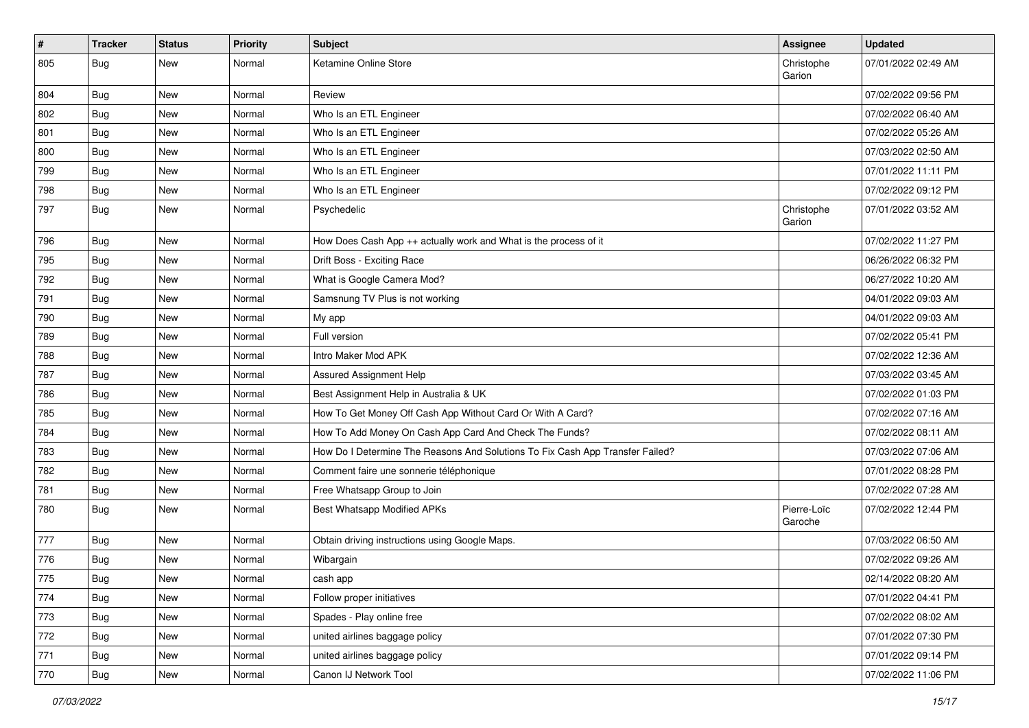| # | Tracker | Status | Priority | Subject | Assignee | Updated |
| --- | --- | --- | --- | --- | --- | --- |
| 805 | Bug | New | Normal | Ketamine Online Store | Christophe Garion | 07/01/2022 02:49 AM |
| 804 | Bug | New | Normal | Review | | 07/02/2022 09:56 PM |
| 802 | Bug | New | Normal | Who Is an ETL Engineer | | 07/02/2022 06:40 AM |
| 801 | Bug | New | Normal | Who Is an ETL Engineer | | 07/02/2022 05:26 AM |
| 800 | Bug | New | Normal | Who Is an ETL Engineer | | 07/03/2022 02:50 AM |
| 799 | Bug | New | Normal | Who Is an ETL Engineer | | 07/01/2022 11:11 PM |
| 798 | Bug | New | Normal | Who Is an ETL Engineer | | 07/02/2022 09:12 PM |
| 797 | Bug | New | Normal | Psychedelic | Christophe Garion | 07/01/2022 03:52 AM |
| 796 | Bug | New | Normal | How Does Cash App ++ actually work and What is the process of it | | 07/02/2022 11:27 PM |
| 795 | Bug | New | Normal | Drift Boss - Exciting Race | | 06/26/2022 06:32 PM |
| 792 | Bug | New | Normal | What is Google Camera Mod? | | 06/27/2022 10:20 AM |
| 791 | Bug | New | Normal | Samsnung TV Plus is not working | | 04/01/2022 09:03 AM |
| 790 | Bug | New | Normal | My app | | 04/01/2022 09:03 AM |
| 789 | Bug | New | Normal | Full version | | 07/02/2022 05:41 PM |
| 788 | Bug | New | Normal | Intro Maker Mod APK | | 07/02/2022 12:36 AM |
| 787 | Bug | New | Normal | Assured Assignment Help | | 07/03/2022 03:45 AM |
| 786 | Bug | New | Normal | Best Assignment Help in Australia & UK | | 07/02/2022 01:03 PM |
| 785 | Bug | New | Normal | How To Get Money Off Cash App Without Card Or With A Card? | | 07/02/2022 07:16 AM |
| 784 | Bug | New | Normal | How To Add Money On Cash App Card And Check The Funds? | | 07/02/2022 08:11 AM |
| 783 | Bug | New | Normal | How Do I Determine The Reasons And Solutions To Fix Cash App Transfer Failed? | | 07/03/2022 07:06 AM |
| 782 | Bug | New | Normal | Comment faire une sonnerie téléphonique | | 07/01/2022 08:28 PM |
| 781 | Bug | New | Normal | Free Whatsapp Group to Join | | 07/02/2022 07:28 AM |
| 780 | Bug | New | Normal | Best Whatsapp Modified APKs | Pierre-Loïc Garoche | 07/02/2022 12:44 PM |
| 777 | Bug | New | Normal | Obtain driving instructions using Google Maps. | | 07/03/2022 06:50 AM |
| 776 | Bug | New | Normal | Wibargain | | 07/02/2022 09:26 AM |
| 775 | Bug | New | Normal | cash app | | 02/14/2022 08:20 AM |
| 774 | Bug | New | Normal | Follow proper initiatives | | 07/01/2022 04:41 PM |
| 773 | Bug | New | Normal | Spades - Play online free | | 07/02/2022 08:02 AM |
| 772 | Bug | New | Normal | united airlines baggage policy | | 07/01/2022 07:30 PM |
| 771 | Bug | New | Normal | united airlines baggage policy | | 07/01/2022 09:14 PM |
| 770 | Bug | New | Normal | Canon IJ Network Tool | | 07/02/2022 11:06 PM |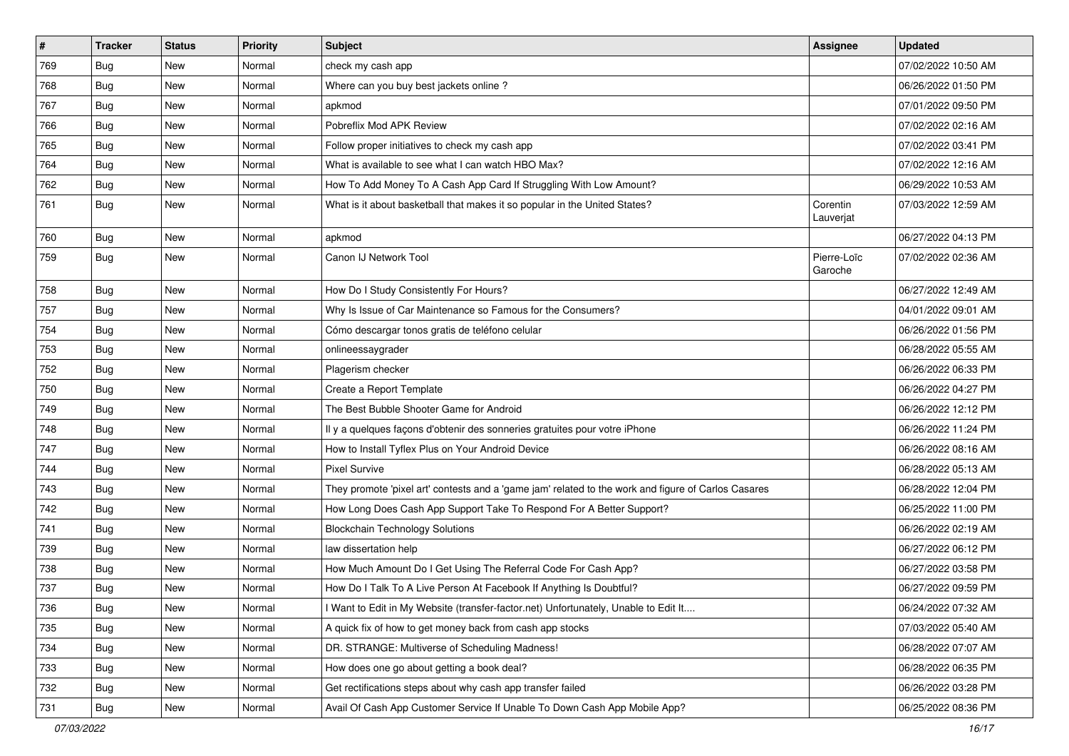| # | Tracker | Status | Priority | Subject | Assignee | Updated |
|---|---|---|---|---|---|---|
| 769 | Bug | New | Normal | check my cash app | | 07/02/2022 10:50 AM |
| 768 | Bug | New | Normal | Where can you buy best jackets online ? | | 06/26/2022 01:50 PM |
| 767 | Bug | New | Normal | apkmod | | 07/01/2022 09:50 PM |
| 766 | Bug | New | Normal | Pobreflix Mod APK Review | | 07/02/2022 02:16 AM |
| 765 | Bug | New | Normal | Follow proper initiatives to check my cash app | | 07/02/2022 03:41 PM |
| 764 | Bug | New | Normal | What is available to see what I can watch HBO Max? | | 07/02/2022 12:16 AM |
| 762 | Bug | New | Normal | How To Add Money To A Cash App Card If Struggling With Low Amount? | | 06/29/2022 10:53 AM |
| 761 | Bug | New | Normal | What is it about basketball that makes it so popular in the United States? | Corentin Lauverjat | 07/03/2022 12:59 AM |
| 760 | Bug | New | Normal | apkmod | | 06/27/2022 04:13 PM |
| 759 | Bug | New | Normal | Canon IJ Network Tool | Pierre-Loïc Garoche | 07/02/2022 02:36 AM |
| 758 | Bug | New | Normal | How Do I Study Consistently For Hours? | | 06/27/2022 12:49 AM |
| 757 | Bug | New | Normal | Why Is Issue of Car Maintenance so Famous for the Consumers? | | 04/01/2022 09:01 AM |
| 754 | Bug | New | Normal | Cómo descargar tonos gratis de teléfono celular | | 06/26/2022 01:56 PM |
| 753 | Bug | New | Normal | onlineessaygrader | | 06/28/2022 05:55 AM |
| 752 | Bug | New | Normal | Plagerism checker | | 06/26/2022 06:33 PM |
| 750 | Bug | New | Normal | Create a Report Template | | 06/26/2022 04:27 PM |
| 749 | Bug | New | Normal | The Best Bubble Shooter Game for Android | | 06/26/2022 12:12 PM |
| 748 | Bug | New | Normal | Il y a quelques façons d'obtenir des sonneries gratuites pour votre iPhone | | 06/26/2022 11:24 PM |
| 747 | Bug | New | Normal | How to Install Tyflex Plus on Your Android Device | | 06/26/2022 08:16 AM |
| 744 | Bug | New | Normal | Pixel Survive | | 06/28/2022 05:13 AM |
| 743 | Bug | New | Normal | They promote 'pixel art' contests and a 'game jam' related to the work and figure of Carlos Casares | | 06/28/2022 12:04 PM |
| 742 | Bug | New | Normal | How Long Does Cash App Support Take To Respond For A Better Support? | | 06/25/2022 11:00 PM |
| 741 | Bug | New | Normal | Blockchain Technology Solutions | | 06/26/2022 02:19 AM |
| 739 | Bug | New | Normal | law dissertation help | | 06/27/2022 06:12 PM |
| 738 | Bug | New | Normal | How Much Amount Do I Get Using The Referral Code For Cash App? | | 06/27/2022 03:58 PM |
| 737 | Bug | New | Normal | How Do I Talk To A Live Person At Facebook If Anything Is Doubtful? | | 06/27/2022 09:59 PM |
| 736 | Bug | New | Normal | I Want to Edit in My Website (transfer-factor.net) Unfortunately, Unable to Edit It.... | | 06/24/2022 07:32 AM |
| 735 | Bug | New | Normal | A quick fix of how to get money back from cash app stocks | | 07/03/2022 05:40 AM |
| 734 | Bug | New | Normal | DR. STRANGE: Multiverse of Scheduling Madness! | | 06/28/2022 07:07 AM |
| 733 | Bug | New | Normal | How does one go about getting a book deal? | | 06/28/2022 06:35 PM |
| 732 | Bug | New | Normal | Get rectifications steps about why cash app transfer failed | | 06/26/2022 03:28 PM |
| 731 | Bug | New | Normal | Avail Of Cash App Customer Service If Unable To Down Cash App Mobile App? | | 06/25/2022 08:36 PM |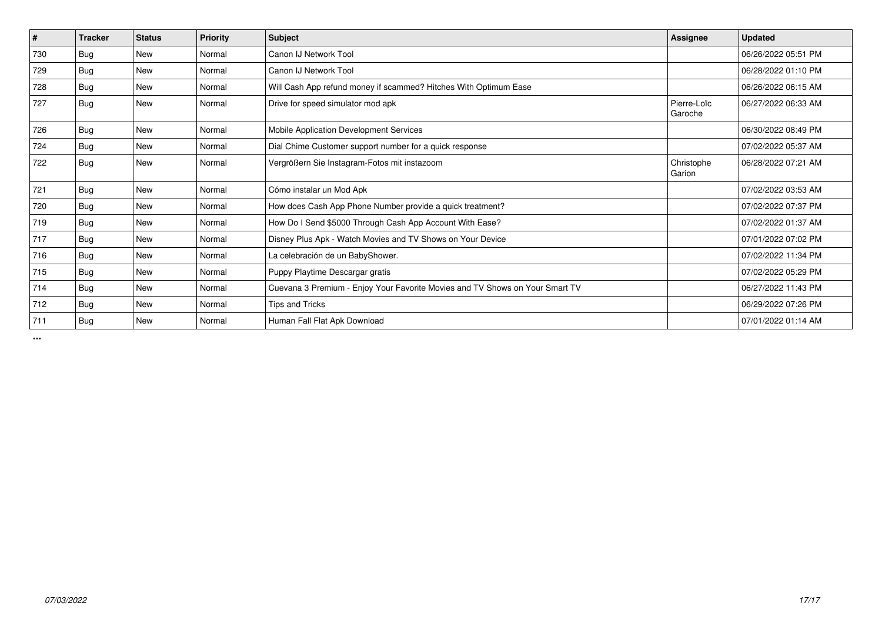| # | Tracker | Status | Priority | Subject | Assignee | Updated |
| --- | --- | --- | --- | --- | --- | --- |
| 730 | Bug | New | Normal | Canon IJ Network Tool | | 06/26/2022 05:51 PM |
| 729 | Bug | New | Normal | Canon IJ Network Tool | | 06/28/2022 01:10 PM |
| 728 | Bug | New | Normal | Will Cash App refund money if scammed? Hitches With Optimum Ease | | 06/26/2022 06:15 AM |
| 727 | Bug | New | Normal | Drive for speed simulator mod apk | Pierre-Loïc Garoche | 06/27/2022 06:33 AM |
| 726 | Bug | New | Normal | Mobile Application Development Services | | 06/30/2022 08:49 PM |
| 724 | Bug | New | Normal | Dial Chime Customer support number for a quick response | | 07/02/2022 05:37 AM |
| 722 | Bug | New | Normal | Vergrößern Sie Instagram-Fotos mit instazoom | Christophe Garion | 06/28/2022 07:21 AM |
| 721 | Bug | New | Normal | Cómo instalar un Mod Apk | | 07/02/2022 03:53 AM |
| 720 | Bug | New | Normal | How does Cash App Phone Number provide a quick treatment? | | 07/02/2022 07:37 PM |
| 719 | Bug | New | Normal | How Do I Send $5000 Through Cash App Account With Ease? | | 07/02/2022 01:37 AM |
| 717 | Bug | New | Normal | Disney Plus Apk - Watch Movies and TV Shows on Your Device | | 07/01/2022 07:02 PM |
| 716 | Bug | New | Normal | La celebración de un BabyShower. | | 07/02/2022 11:34 PM |
| 715 | Bug | New | Normal | Puppy Playtime Descargar gratis | | 07/02/2022 05:29 PM |
| 714 | Bug | New | Normal | Cuevana 3 Premium - Enjoy Your Favorite Movies and TV Shows on Your Smart TV | | 06/27/2022 11:43 PM |
| 712 | Bug | New | Normal | Tips and Tricks | | 06/29/2022 07:26 PM |
| 711 | Bug | New | Normal | Human Fall Flat Apk Download | | 07/01/2022 01:14 AM |

...